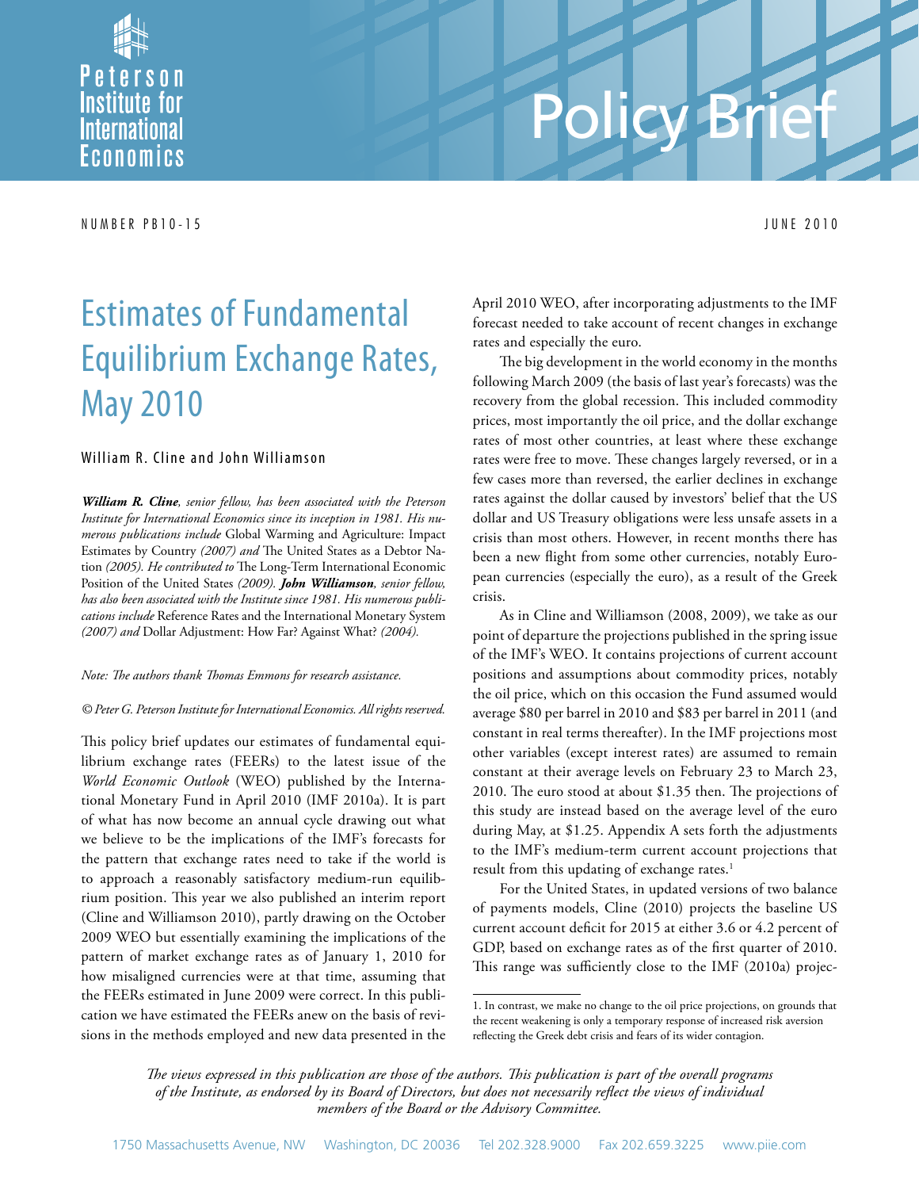# Policy Brief

NUMBER PB10-15 JUNE 2010

# Estimates of Fundamental Equilibrium Exchange Rates, May 2010

William R. Cline and John Williamson

***William R. Cline**, senior fellow, has been associated with the Peterson Institute for International Economics since its inception in 1981. His numerous publications include* Global Warming and Agriculture: Impact Estimates by Country *(2007) and* The United States as a Debtor Nation *(2005). He contributed to* The Long-Term International Economic Position of the United States *(2009).* ***John Williamson**, senior fellow, has also been associated with the Institute since 1981. His numerous publications include* Reference Rates and the International Monetary System *(2007) and* Dollar Adjustment: How Far? Against What? *(2004).*

*Note: The authors thank Thomas Emmons for research assistance.*

*© Peter G. Peterson Institute for International Economics. All rights reserved.*

This policy brief updates our estimates of fundamental equilibrium exchange rates (FEERs) to the latest issue of the *World Economic Outlook* (WEO) published by the International Monetary Fund in April 2010 (IMF 2010a). It is part of what has now become an annual cycle drawing out what we believe to be the implications of the IMF's forecasts for the pattern that exchange rates need to take if the world is to approach a reasonably satisfactory medium-run equilibrium position. This year we also published an interim report (Cline and Williamson 2010), partly drawing on the October 2009 WEO but essentially examining the implications of the pattern of market exchange rates as of January 1, 2010 for how misaligned currencies were at that time, assuming that the FEERs estimated in June 2009 were correct. In this publication we have estimated the FEERs anew on the basis of revisions in the methods employed and new data presented in the April 2010 WEO, after incorporating adjustments to the IMF forecast needed to take account of recent changes in exchange rates and especially the euro.

The big development in the world economy in the months following March 2009 (the basis of last year's forecasts) was the recovery from the global recession. This included commodity prices, most importantly the oil price, and the dollar exchange rates of most other countries, at least where these exchange rates were free to move. These changes largely reversed, or in a few cases more than reversed, the earlier declines in exchange rates against the dollar caused by investors' belief that the US dollar and US Treasury obligations were less unsafe assets in a crisis than most others. However, in recent months there has been a new flight from some other currencies, notably European currencies (especially the euro), as a result of the Greek crisis.

As in Cline and Williamson (2008, 2009), we take as our point of departure the projections published in the spring issue of the IMF's WEO. It contains projections of current account positions and assumptions about commodity prices, notably the oil price, which on this occasion the Fund assumed would average $80 per barrel in 2010 and $83 per barrel in 2011 (and constant in real terms thereafter). In the IMF projections most other variables (except interest rates) are assumed to remain constant at their average levels on February 23 to March 23, 2010. The euro stood at about $1.35 then. The projections of this study are instead based on the average level of the euro during May, at $1.25. Appendix A sets forth the adjustments to the IMF's medium-term current account projections that result from this updating of exchange rates.[1]

For the United States, in updated versions of two balance of payments models, Cline (2010) projects the baseline US current account deficit for 2015 at either 3.6 or 4.2 percent of GDP, based on exchange rates as of the first quarter of 2010. This range was sufficiently close to the IMF (2010a) projec-

1. In contrast, we make no change to the oil price projections, on grounds that the recent weakening is only a temporary response of increased risk aversion reflecting the Greek debt crisis and fears of its wider contagion.

*The views expressed in this publication are those of the authors. This publication is part of the overall programs of the Institute, as endorsed by its Board of Directors, but does not necessarily reflect the views of individual members of the Board or the Advisory Committee.*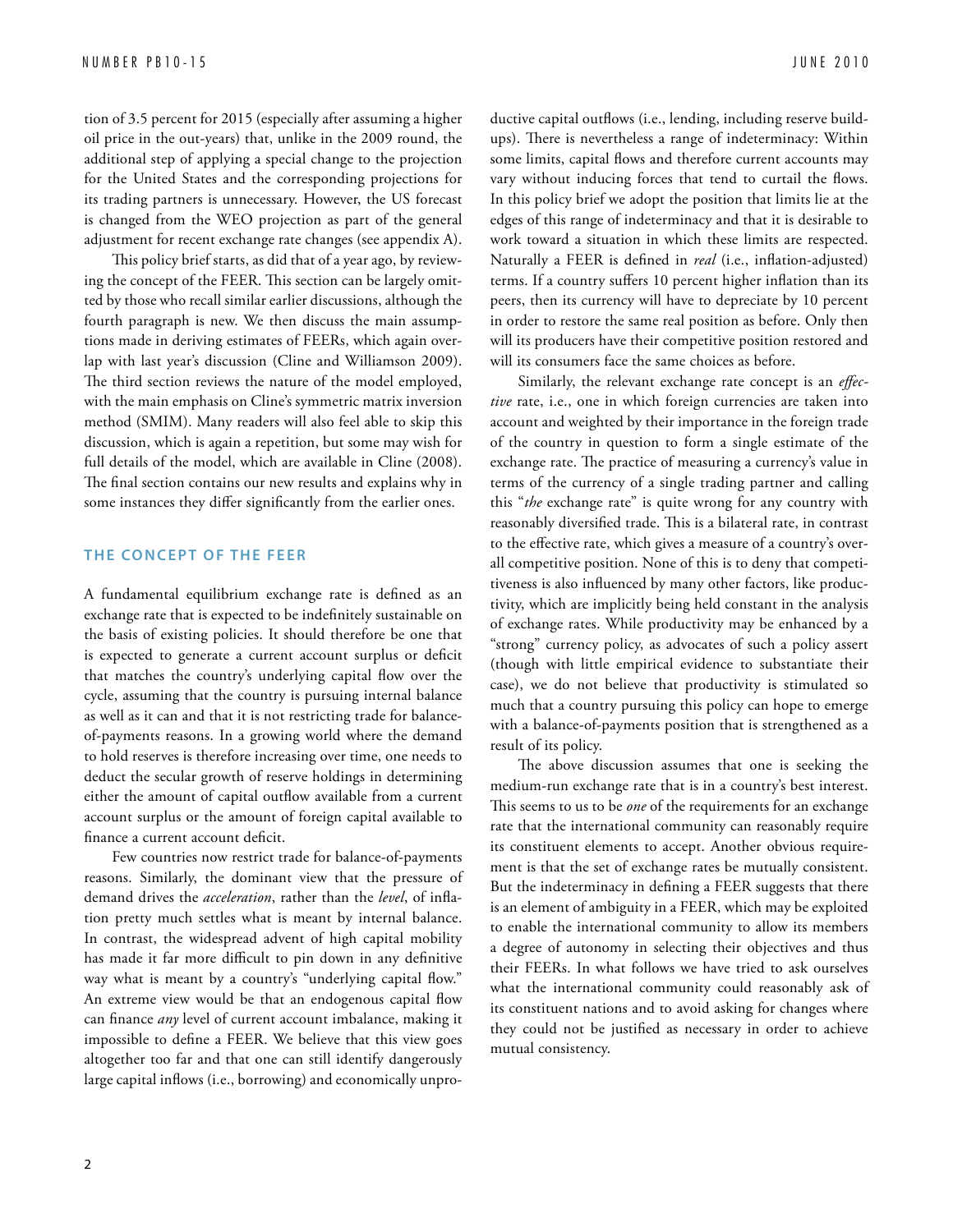tion of 3.5 percent for 2015 (especially after assuming a higher oil price in the out-years) that, unlike in the 2009 round, the additional step of applying a special change to the projection for the United States and the corresponding projections for its trading partners is unnecessary. However, the US forecast is changed from the WEO projection as part of the general adjustment for recent exchange rate changes (see appendix A).

This policy brief starts, as did that of a year ago, by reviewing the concept of the FEER. This section can be largely omitted by those who recall similar earlier discussions, although the fourth paragraph is new. We then discuss the main assumptions made in deriving estimates of FEERs, which again overlap with last year's discussion (Cline and Williamson 2009). The third section reviews the nature of the model employed, with the main emphasis on Cline's symmetric matrix inversion method (SMIM). Many readers will also feel able to skip this discussion, which is again a repetition, but some may wish for full details of the model, which are available in Cline (2008). The final section contains our new results and explains why in some instances they differ significantly from the earlier ones.

## THE CONCEPT OF THE FEER

A fundamental equilibrium exchange rate is defined as an exchange rate that is expected to be indefinitely sustainable on the basis of existing policies. It should therefore be one that is expected to generate a current account surplus or deficit that matches the country's underlying capital flow over the cycle, assuming that the country is pursuing internal balance as well as it can and that it is not restricting trade for balance-of-payments reasons. In a growing world where the demand to hold reserves is therefore increasing over time, one needs to deduct the secular growth of reserve holdings in determining either the amount of capital outflow available from a current account surplus or the amount of foreign capital available to finance a current account deficit.

Few countries now restrict trade for balance-of-payments reasons. Similarly, the dominant view that the pressure of demand drives the *acceleration*, rather than the *level*, of inflation pretty much settles what is meant by internal balance. In contrast, the widespread advent of high capital mobility has made it far more difficult to pin down in any definitive way what is meant by a country's "underlying capital flow." An extreme view would be that an endogenous capital flow can finance *any* level of current account imbalance, making it impossible to define a FEER. We believe that this view goes altogether too far and that one can still identify dangerously large capital inflows (i.e., borrowing) and economically unproductive capital outflows (i.e., lending, including reserve buildups). There is nevertheless a range of indeterminacy: Within some limits, capital flows and therefore current accounts may vary without inducing forces that tend to curtail the flows. In this policy brief we adopt the position that limits lie at the edges of this range of indeterminacy and that it is desirable to work toward a situation in which these limits are respected. Naturally a FEER is defined in *real* (i.e., inflation-adjusted) terms. If a country suffers 10 percent higher inflation than its peers, then its currency will have to depreciate by 10 percent in order to restore the same real position as before. Only then will its producers have their competitive position restored and will its consumers face the same choices as before.

Similarly, the relevant exchange rate concept is an *effective* rate, i.e., one in which foreign currencies are taken into account and weighted by their importance in the foreign trade of the country in question to form a single estimate of the exchange rate. The practice of measuring a currency's value in terms of the currency of a single trading partner and calling this "*the* exchange rate" is quite wrong for any country with reasonably diversified trade. This is a bilateral rate, in contrast to the effective rate, which gives a measure of a country's overall competitive position. None of this is to deny that competitiveness is also influenced by many other factors, like productivity, which are implicitly being held constant in the analysis of exchange rates. While productivity may be enhanced by a "strong" currency policy, as advocates of such a policy assert (though with little empirical evidence to substantiate their case), we do not believe that productivity is stimulated so much that a country pursuing this policy can hope to emerge with a balance-of-payments position that is strengthened as a result of its policy.

The above discussion assumes that one is seeking the medium-run exchange rate that is in a country's best interest. This seems to us to be *one* of the requirements for an exchange rate that the international community can reasonably require its constituent elements to accept. Another obvious requirement is that the set of exchange rates be mutually consistent. But the indeterminacy in defining a FEER suggests that there is an element of ambiguity in a FEER, which may be exploited to enable the international community to allow its members a degree of autonomy in selecting their objectives and thus their FEERs. In what follows we have tried to ask ourselves what the international community could reasonably ask of its constituent nations and to avoid asking for changes where they could not be justified as necessary in order to achieve mutual consistency.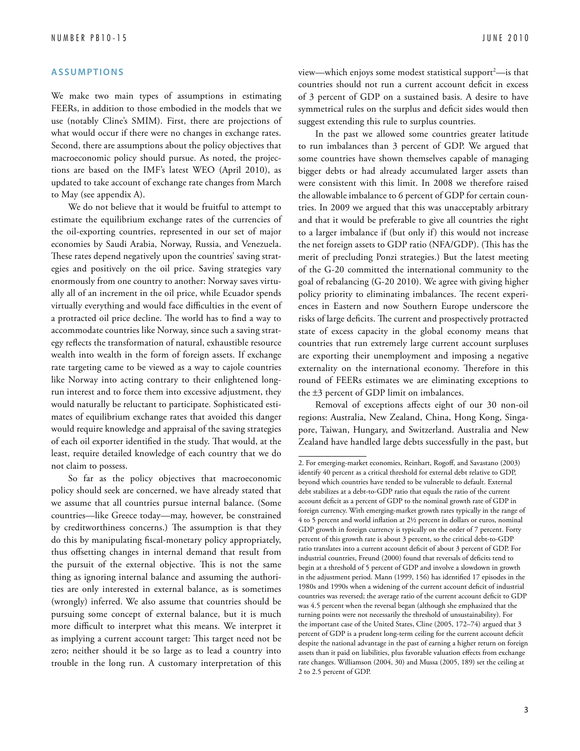## ASSUMPTIONS

We make two main types of assumptions in estimating FEERs, in addition to those embodied in the models that we use (notably Cline's SMIM). First, there are projections of what would occur if there were no changes in exchange rates. Second, there are assumptions about the policy objectives that macroeconomic policy should pursue. As noted, the projections are based on the IMF's latest WEO (April 2010), as updated to take account of exchange rate changes from March to May (see appendix A).

We do not believe that it would be fruitful to attempt to estimate the equilibrium exchange rates of the currencies of the oil-exporting countries, represented in our set of major economies by Saudi Arabia, Norway, Russia, and Venezuela. These rates depend negatively upon the countries' saving strategies and positively on the oil price. Saving strategies vary enormously from one country to another: Norway saves virtually all of an increment in the oil price, while Ecuador spends virtually everything and would face difficulties in the event of a protracted oil price decline. The world has to find a way to accommodate countries like Norway, since such a saving strategy reflects the transformation of natural, exhaustible resource wealth into wealth in the form of foreign assets. If exchange rate targeting came to be viewed as a way to cajole countries like Norway into acting contrary to their enlightened long-run interest and to force them into excessive adjustment, they would naturally be reluctant to participate. Sophisticated estimates of equilibrium exchange rates that avoided this danger would require knowledge and appraisal of the saving strategies of each oil exporter identified in the study. That would, at the least, require detailed knowledge of each country that we do not claim to possess.

So far as the policy objectives that macroeconomic policy should seek are concerned, we have already stated that we assume that all countries pursue internal balance. (Some countries—like Greece today—may, however, be constrained by creditworthiness concerns.) The assumption is that they do this by manipulating fiscal-monetary policy appropriately, thus offsetting changes in internal demand that result from the pursuit of the external objective. This is not the same thing as ignoring internal balance and assuming the authorities are only interested in external balance, as is sometimes (wrongly) inferred. We also assume that countries should be pursuing some concept of external balance, but it is much more difficult to interpret what this means. We interpret it as implying a current account target: This target need not be zero; neither should it be so large as to lead a country into trouble in the long run. A customary interpretation of this view—which enjoys some modest statistical support[2]—is that countries should not run a current account deficit in excess of 3 percent of GDP on a sustained basis. A desire to have symmetrical rules on the surplus and deficit sides would then suggest extending this rule to surplus countries.

In the past we allowed some countries greater latitude to run imbalances than 3 percent of GDP. We argued that some countries have shown themselves capable of managing bigger debts or had already accumulated larger assets than were consistent with this limit. In 2008 we therefore raised the allowable imbalance to 6 percent of GDP for certain countries. In 2009 we argued that this was unacceptably arbitrary and that it would be preferable to give all countries the right to a larger imbalance if (but only if) this would not increase the net foreign assets to GDP ratio (NFA/GDP). (This has the merit of precluding Ponzi strategies.) But the latest meeting of the G-20 committed the international community to the goal of rebalancing (G-20 2010). We agree with giving higher policy priority to eliminating imbalances. The recent experiences in Eastern and now Southern Europe underscore the risks of large deficits. The current and prospectively protracted state of excess capacity in the global economy means that countries that run extremely large current account surpluses are exporting their unemployment and imposing a negative externality on the international economy. Therefore in this round of FEERs estimates we are eliminating exceptions to the ±3 percent of GDP limit on imbalances.

Removal of exceptions affects eight of our 30 non-oil regions: Australia, New Zealand, China, Hong Kong, Singapore, Taiwan, Hungary, and Switzerland. Australia and New Zealand have handled large debts successfully in the past, but

---

2. For emerging-market economies, Reinhart, Rogoff, and Savastano (2003) identify 40 percent as a critical threshold for external debt relative to GDP, beyond which countries have tended to be vulnerable to default. External debt stabilizes at a debt-to-GDP ratio that equals the ratio of the current account deficit as a percent of GDP to the nominal growth rate of GDP in foreign currency. With emerging-market growth rates typically in the range of 4 to 5 percent and world inflation at 2½ percent in dollars or euros, nominal GDP growth in foreign currency is typically on the order of 7 percent. Forty percent of this growth rate is about 3 percent, so the critical debt-to-GDP ratio translates into a current account deficit of about 3 percent of GDP. For industrial countries, Freund (2000) found that reversals of deficits tend to begin at a threshold of 5 percent of GDP and involve a slowdown in growth in the adjustment period. Mann (1999, 156) has identified 17 episodes in the 1980s and 1990s when a widening of the current account deficit of industrial countries was reversed; the average ratio of the current account deficit to GDP was 4.5 percent when the reversal began (although she emphasized that the turning points were not necessarily the threshold of unsustainability). For the important case of the United States, Cline (2005, 172–74) argued that 3 percent of GDP is a prudent long-term ceiling for the current account deficit despite the national advantage in the past of earning a higher return on foreign assets than it paid on liabilities, plus favorable valuation effects from exchange rate changes. Williamson (2004, 30) and Mussa (2005, 189) set the ceiling at 2 to 2.5 percent of GDP.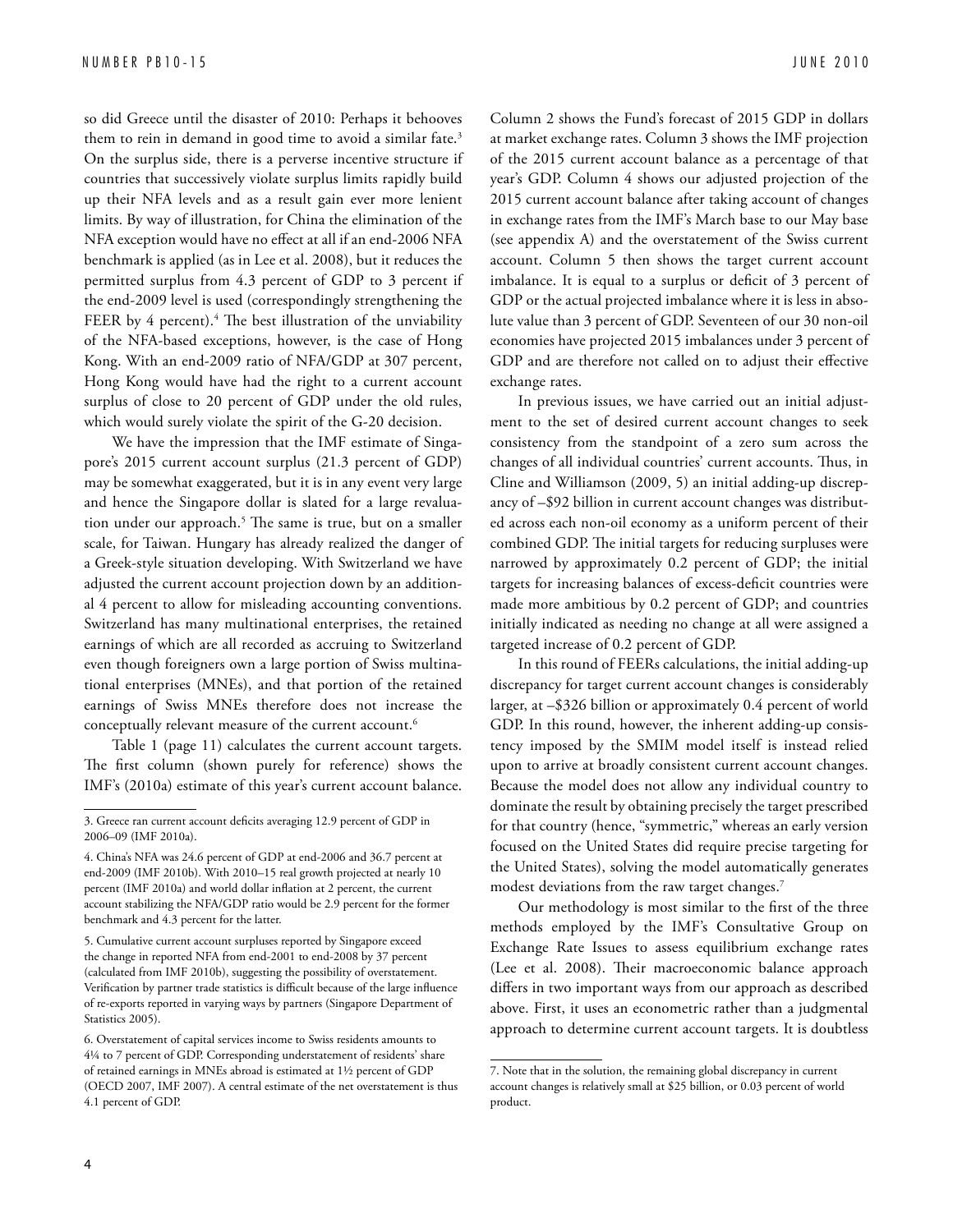so did Greece until the disaster of 2010: Perhaps it behooves them to rein in demand in good time to avoid a similar fate.[3] On the surplus side, there is a perverse incentive structure if countries that successively violate surplus limits rapidly build up their NFA levels and as a result gain ever more lenient limits. By way of illustration, for China the elimination of the NFA exception would have no effect at all if an end-2006 NFA benchmark is applied (as in Lee et al. 2008), but it reduces the permitted surplus from 4.3 percent of GDP to 3 percent if the end-2009 level is used (correspondingly strengthening the FEER by 4 percent).[4] The best illustration of the unviability of the NFA-based exceptions, however, is the case of Hong Kong. With an end-2009 ratio of NFA/GDP at 307 percent, Hong Kong would have had the right to a current account surplus of close to 20 percent of GDP under the old rules, which would surely violate the spirit of the G-20 decision.

We have the impression that the IMF estimate of Singapore's 2015 current account surplus (21.3 percent of GDP) may be somewhat exaggerated, but it is in any event very large and hence the Singapore dollar is slated for a large revaluation under our approach.[5] The same is true, but on a smaller scale, for Taiwan. Hungary has already realized the danger of a Greek-style situation developing. With Switzerland we have adjusted the current account projection down by an additional 4 percent to allow for misleading accounting conventions. Switzerland has many multinational enterprises, the retained earnings of which are all recorded as accruing to Switzerland even though foreigners own a large portion of Swiss multinational enterprises (MNEs), and that portion of the retained earnings of Swiss MNEs therefore does not increase the conceptually relevant measure of the current account.[6]

Table 1 (page 11) calculates the current account targets. The first column (shown purely for reference) shows the IMF's (2010a) estimate of this year's current account balance. Column 2 shows the Fund's forecast of 2015 GDP in dollars at market exchange rates. Column 3 shows the IMF projection of the 2015 current account balance as a percentage of that year's GDP. Column 4 shows our adjusted projection of the 2015 current account balance after taking account of changes in exchange rates from the IMF's March base to our May base (see appendix A) and the overstatement of the Swiss current account. Column 5 then shows the target current account imbalance. It is equal to a surplus or deficit of 3 percent of GDP or the actual projected imbalance where it is less in absolute value than 3 percent of GDP. Seventeen of our 30 non-oil economies have projected 2015 imbalances under 3 percent of GDP and are therefore not called on to adjust their effective exchange rates.

In previous issues, we have carried out an initial adjustment to the set of desired current account changes to seek consistency from the standpoint of a zero sum across the changes of all individual countries' current accounts. Thus, in Cline and Williamson (2009, 5) an initial adding-up discrepancy of –\$92 billion in current account changes was distributed across each non-oil economy as a uniform percent of their combined GDP. The initial targets for reducing surpluses were narrowed by approximately 0.2 percent of GDP; the initial targets for increasing balances of excess-deficit countries were made more ambitious by 0.2 percent of GDP; and countries initially indicated as needing no change at all were assigned a targeted increase of 0.2 percent of GDP.

In this round of FEERs calculations, the initial adding-up discrepancy for target current account changes is considerably larger, at –\$326 billion or approximately 0.4 percent of world GDP. In this round, however, the inherent adding-up consistency imposed by the SMIM model itself is instead relied upon to arrive at broadly consistent current account changes. Because the model does not allow any individual country to dominate the result by obtaining precisely the target prescribed for that country (hence, "symmetric," whereas an early version focused on the United States did require precise targeting for the United States), solving the model automatically generates modest deviations from the raw target changes.[7]

Our methodology is most similar to the first of the three methods employed by the IMF's Consultative Group on Exchange Rate Issues to assess equilibrium exchange rates (Lee et al. 2008). Their macroeconomic balance approach differs in two important ways from our approach as described above. First, it uses an econometric rather than a judgmental approach to determine current account targets. It is doubtless

---

3. Greece ran current account deficits averaging 12.9 percent of GDP in 2006–09 (IMF 2010a).

4. China's NFA was 24.6 percent of GDP at end-2006 and 36.7 percent at end-2009 (IMF 2010b). With 2010–15 real growth projected at nearly 10 percent (IMF 2010a) and world dollar inflation at 2 percent, the current account stabilizing the NFA/GDP ratio would be 2.9 percent for the former benchmark and 4.3 percent for the latter.

5. Cumulative current account surpluses reported by Singapore exceed the change in reported NFA from end-2001 to end-2008 by 37 percent (calculated from IMF 2010b), suggesting the possibility of overstatement. Verification by partner trade statistics is difficult because of the large influence of re-exports reported in varying ways by partners (Singapore Department of Statistics 2005).

6. Overstatement of capital services income to Swiss residents amounts to 4¼ to 7 percent of GDP. Corresponding understatement of residents' share of retained earnings in MNEs abroad is estimated at 1½ percent of GDP (OECD 2007, IMF 2007). A central estimate of the net overstatement is thus 4.1 percent of GDP.

7. Note that in the solution, the remaining global discrepancy in current account changes is relatively small at \$25 billion, or 0.03 percent of world product.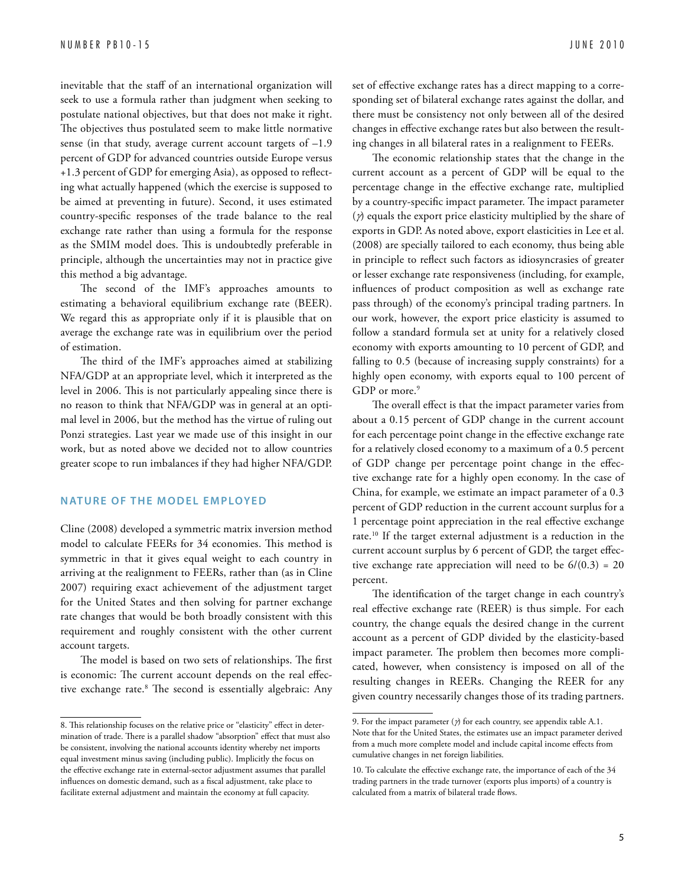inevitable that the staff of an international organization will seek to use a formula rather than judgment when seeking to postulate national objectives, but that does not make it right. The objectives thus postulated seem to make little normative sense (in that study, average current account targets of –1.9 percent of GDP for advanced countries outside Europe versus +1.3 percent of GDP for emerging Asia), as opposed to reflecting what actually happened (which the exercise is supposed to be aimed at preventing in future). Second, it uses estimated country-specific responses of the trade balance to the real exchange rate rather than using a formula for the response as the SMIM model does. This is undoubtedly preferable in principle, although the uncertainties may not in practice give this method a big advantage.

The second of the IMF's approaches amounts to estimating a behavioral equilibrium exchange rate (BEER). We regard this as appropriate only if it is plausible that on average the exchange rate was in equilibrium over the period of estimation.

The third of the IMF's approaches aimed at stabilizing NFA/GDP at an appropriate level, which it interpreted as the level in 2006. This is not particularly appealing since there is no reason to think that NFA/GDP was in general at an optimal level in 2006, but the method has the virtue of ruling out Ponzi strategies. Last year we made use of this insight in our work, but as noted above we decided not to allow countries greater scope to run imbalances if they had higher NFA/GDP.

## NATURE OF THE MODEL EMPLOYED

Cline (2008) developed a symmetric matrix inversion method model to calculate FEERs for 34 economies. This method is symmetric in that it gives equal weight to each country in arriving at the realignment to FEERs, rather than (as in Cline 2007) requiring exact achievement of the adjustment target for the United States and then solving for partner exchange rate changes that would be both broadly consistent with this requirement and roughly consistent with the other current account targets.

The model is based on two sets of relationships. The first is economic: The current account depends on the real effective exchange rate.[8] The second is essentially algebraic: Any set of effective exchange rates has a direct mapping to a corresponding set of bilateral exchange rates against the dollar, and there must be consistency not only between all of the desired changes in effective exchange rates but also between the resulting changes in all bilateral rates in a realignment to FEERs.

The economic relationship states that the change in the current account as a percent of GDP will be equal to the percentage change in the effective exchange rate, multiplied by a country-specific impact parameter. The impact parameter ($\gamma$) equals the export price elasticity multiplied by the share of exports in GDP. As noted above, export elasticities in Lee et al. (2008) are specially tailored to each economy, thus being able in principle to reflect such factors as idiosyncrasies of greater or lesser exchange rate responsiveness (including, for example, influences of product composition as well as exchange rate pass through) of the economy's principal trading partners. In our work, however, the export price elasticity is assumed to follow a standard formula set at unity for a relatively closed economy with exports amounting to 10 percent of GDP, and falling to 0.5 (because of increasing supply constraints) for a highly open economy, with exports equal to 100 percent of GDP or more.[9]

The overall effect is that the impact parameter varies from about a 0.15 percent of GDP change in the current account for each percentage point change in the effective exchange rate for a relatively closed economy to a maximum of a 0.5 percent of GDP change per percentage point change in the effective exchange rate for a highly open economy. In the case of China, for example, we estimate an impact parameter of a 0.3 percent of GDP reduction in the current account surplus for a 1 percentage point appreciation in the real effective exchange rate.[10] If the target external adjustment is a reduction in the current account surplus by 6 percent of GDP, the target effective exchange rate appreciation will need to be $6/(0.3) = 20$ percent.

The identification of the target change in each country's real effective exchange rate (REER) is thus simple. For each country, the change equals the desired change in the current account as a percent of GDP divided by the elasticity-based impact parameter. The problem then becomes more complicated, however, when consistency is imposed on all of the resulting changes in REERs. Changing the REER for any given country necessarily changes those of its trading partners.

---

8. This relationship focuses on the relative price or "elasticity" effect in determination of trade. There is a parallel shadow "absorption" effect that must also be consistent, involving the national accounts identity whereby net imports equal investment minus saving (including public). Implicitly the focus on the effective exchange rate in external-sector adjustment assumes that parallel influences on domestic demand, such as a fiscal adjustment, take place to facilitate external adjustment and maintain the economy at full capacity.

9. For the impact parameter ($\gamma$) for each country, see appendix table A.1. Note that for the United States, the estimates use an impact parameter derived from a much more complete model and include capital income effects from cumulative changes in net foreign liabilities.

10. To calculate the effective exchange rate, the importance of each of the 34 trading partners in the trade turnover (exports plus imports) of a country is calculated from a matrix of bilateral trade flows.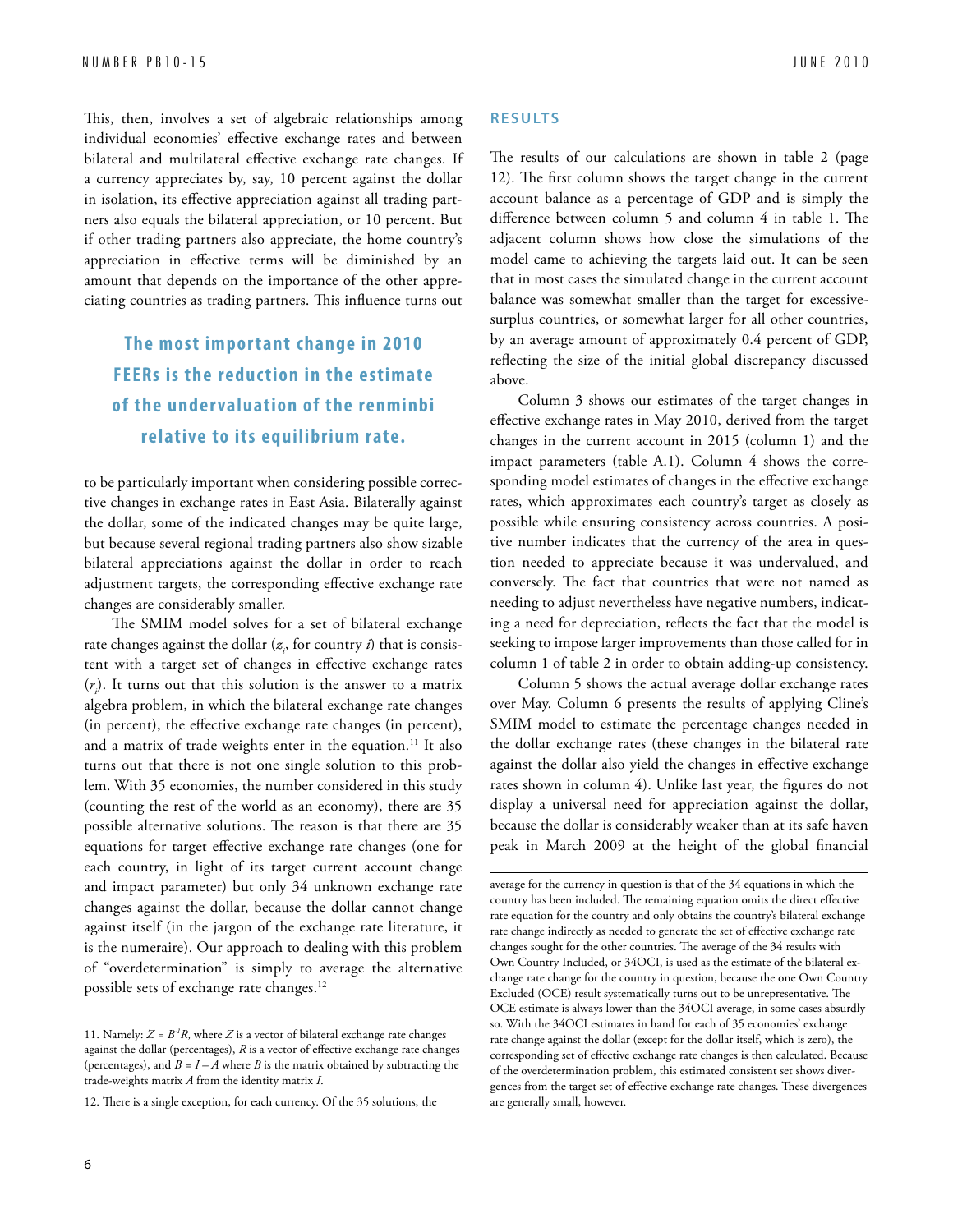This, then, involves a set of algebraic relationships among individual economies' effective exchange rates and between bilateral and multilateral effective exchange rate changes. If a currency appreciates by, say, 10 percent against the dollar in isolation, its effective appreciation against all trading partners also equals the bilateral appreciation, or 10 percent. But if other trading partners also appreciate, the home country's appreciation in effective terms will be diminished by an amount that depends on the importance of the other appreciating countries as trading partners. This influence turns out to be particularly important when considering possible corrective changes in exchange rates in East Asia. Bilaterally against the dollar, some of the indicated changes may be quite large, but because several regional trading partners also show sizable bilateral appreciations against the dollar in order to reach adjustment targets, the corresponding effective exchange rate changes are considerably smaller.

> **The most important change in 2010 FEERs is the reduction in the estimate of the undervaluation of the renminbi relative to its equilibrium rate.**

The SMIM model solves for a set of bilateral exchange rate changes against the dollar ($z_i$, for country $i$) that is consistent with a target set of changes in effective exchange rates ($r_i$). It turns out that this solution is the answer to a matrix algebra problem, in which the bilateral exchange rate changes (in percent), the effective exchange rate changes (in percent), and a matrix of trade weights enter in the equation.[11] It also turns out that there is not one single solution to this problem. With 35 economies, the number considered in this study (counting the rest of the world as an economy), there are 35 possible alternative solutions. The reason is that there are 35 equations for target effective exchange rate changes (one for each country, in light of its target current account change and impact parameter) but only 34 unknown exchange rate changes against the dollar, because the dollar cannot change against itself (in the jargon of the exchange rate literature, it is the numeraire). Our approach to dealing with this problem of "overdetermination" is simply to average the alternative possible sets of exchange rate changes.[12]

## RESULTS

The results of our calculations are shown in table 2 (page 12). The first column shows the target change in the current account balance as a percentage of GDP and is simply the difference between column 5 and column 4 in table 1. The adjacent column shows how close the simulations of the model came to achieving the targets laid out. It can be seen that in most cases the simulated change in the current account balance was somewhat smaller than the target for excessive-surplus countries, or somewhat larger for all other countries, by an average amount of approximately 0.4 percent of GDP, reflecting the size of the initial global discrepancy discussed above.

Column 3 shows our estimates of the target changes in effective exchange rates in May 2010, derived from the target changes in the current account in 2015 (column 1) and the impact parameters (table A.1). Column 4 shows the corresponding model estimates of changes in the effective exchange rates, which approximates each country's target as closely as possible while ensuring consistency across countries. A positive number indicates that the currency of the area in question needed to appreciate because it was undervalued, and conversely. The fact that countries that were not named as needing to adjust nevertheless have negative numbers, indicating a need for depreciation, reflects the fact that the model is seeking to impose larger improvements than those called for in column 1 of table 2 in order to obtain adding-up consistency.

Column 5 shows the actual average dollar exchange rates over May. Column 6 presents the results of applying Cline's SMIM model to estimate the percentage changes needed in the dollar exchange rates (these changes in the bilateral rate against the dollar also yield the changes in effective exchange rates shown in column 4). Unlike last year, the figures do not display a universal need for appreciation against the dollar, because the dollar is considerably weaker than at its safe haven peak in March 2009 at the height of the global financial

---

11. Namely: $Z = B^{-1}R$, where $Z$ is a vector of bilateral exchange rate changes against the dollar (percentages), $R$ is a vector of effective exchange rate changes (percentages), and $B = I - A$ where $B$ is the matrix obtained by subtracting the trade-weights matrix $A$ from the identity matrix $I$.

12. There is a single exception, for each currency. Of the 35 solutions, the average for the currency in question is that of the 34 equations in which the country has been included. The remaining equation omits the direct effective rate equation for the country and only obtains the country's bilateral exchange rate change indirectly as needed to generate the set of effective exchange rate changes sought for the other countries. The average of the 34 results with Own Country Included, or 34OCI, is used as the estimate of the bilateral exchange rate change for the country in question, because the one Own Country Excluded (OCE) result systematically turns out to be unrepresentative. The OCE estimate is always lower than the 34OCI average, in some cases absurdly so. With the 34OCI estimates in hand for each of 35 economies' exchange rate change against the dollar (except for the dollar itself, which is zero), the corresponding set of effective exchange rate changes is then calculated. Because of the overdetermination problem, this estimated consistent set shows divergences from the target set of effective exchange rate changes. These divergences are generally small, however.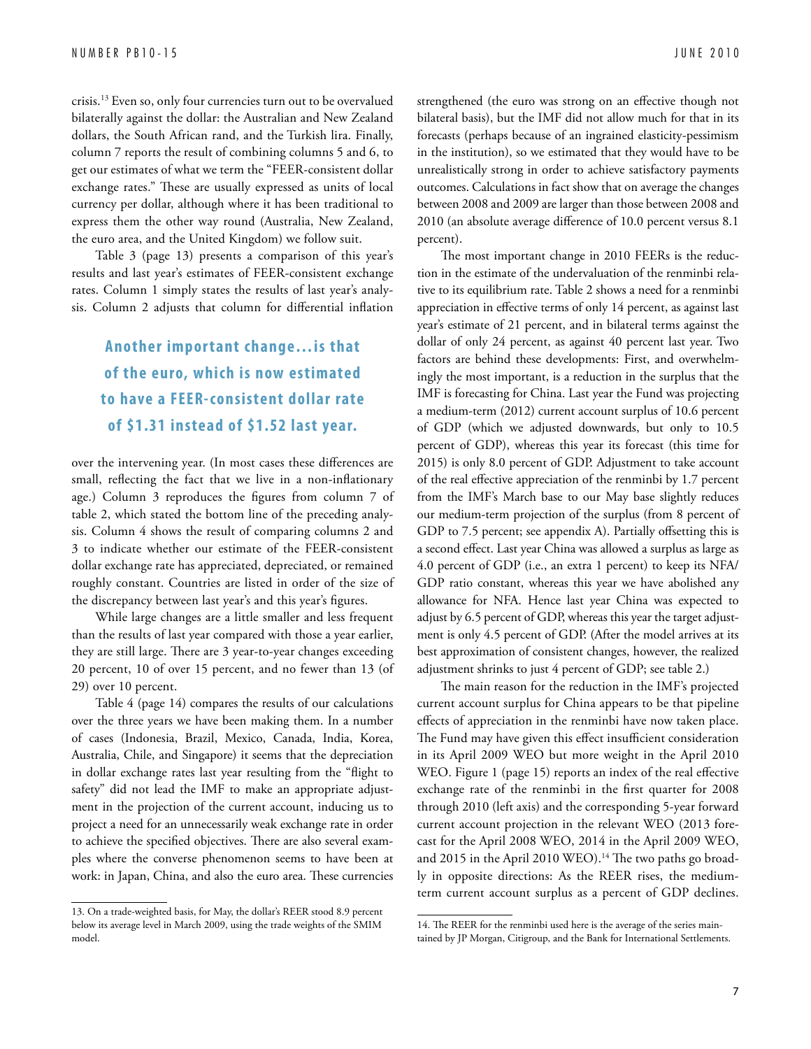crisis.[13] Even so, only four currencies turn out to be overvalued bilaterally against the dollar: the Australian and New Zealand dollars, the South African rand, and the Turkish lira. Finally, column 7 reports the result of combining columns 5 and 6, to get our estimates of what we term the "FEER-consistent dollar exchange rates." These are usually expressed as units of local currency per dollar, although where it has been traditional to express them the other way round (Australia, New Zealand, the euro area, and the United Kingdom) we follow suit.

Table 3 (page 13) presents a comparison of this year's results and last year's estimates of FEER-consistent exchange rates. Column 1 simply states the results of last year's analysis. Column 2 adjusts that column for differential inflation over the intervening year. (In most cases these differences are small, reflecting the fact that we live in a non-inflationary age.) Column 3 reproduces the figures from column 7 of table 2, which stated the bottom line of the preceding analysis. Column 4 shows the result of comparing columns 2 and 3 to indicate whether our estimate of the FEER-consistent dollar exchange rate has appreciated, depreciated, or remained roughly constant. Countries are listed in order of the size of the discrepancy between last year's and this year's figures.

> **Another important change...is that of the euro, which is now estimated to have a FEER-consistent dollar rate of $1.31 instead of $1.52 last year.**

While large changes are a little smaller and less frequent than the results of last year compared with those a year earlier, they are still large. There are 3 year-to-year changes exceeding 20 percent, 10 of over 15 percent, and no fewer than 13 (of 29) over 10 percent.

Table 4 (page 14) compares the results of our calculations over the three years we have been making them. In a number of cases (Indonesia, Brazil, Mexico, Canada, India, Korea, Australia, Chile, and Singapore) it seems that the depreciation in dollar exchange rates last year resulting from the "flight to safety" did not lead the IMF to make an appropriate adjustment in the projection of the current account, inducing us to project a need for an unnecessarily weak exchange rate in order to achieve the specified objectives. There are also several examples where the converse phenomenon seems to have been at work: in Japan, China, and also the euro area. These currencies strengthened (the euro was strong on an effective though not bilateral basis), but the IMF did not allow much for that in its forecasts (perhaps because of an ingrained elasticity-pessimism in the institution), so we estimated that they would have to be unrealistically strong in order to achieve satisfactory payments outcomes. Calculations in fact show that on average the changes between 2008 and 2009 are larger than those between 2008 and 2010 (an absolute average difference of 10.0 percent versus 8.1 percent).

The most important change in 2010 FEERs is the reduction in the estimate of the undervaluation of the renminbi relative to its equilibrium rate. Table 2 shows a need for a renminbi appreciation in effective terms of only 14 percent, as against last year's estimate of 21 percent, and in bilateral terms against the dollar of only 24 percent, as against 40 percent last year. Two factors are behind these developments: First, and overwhelmingly the most important, is a reduction in the surplus that the IMF is forecasting for China. Last year the Fund was projecting a medium-term (2012) current account surplus of 10.6 percent of GDP (which we adjusted downwards, but only to 10.5 percent of GDP), whereas this year its forecast (this time for 2015) is only 8.0 percent of GDP. Adjustment to take account of the real effective appreciation of the renminbi by 1.7 percent from the IMF's March base to our May base slightly reduces our medium-term projection of the surplus (from 8 percent of GDP to 7.5 percent; see appendix A). Partially offsetting this is a second effect. Last year China was allowed a surplus as large as 4.0 percent of GDP (i.e., an extra 1 percent) to keep its NFA/GDP ratio constant, whereas this year we have abolished any allowance for NFA. Hence last year China was expected to adjust by 6.5 percent of GDP, whereas this year the target adjustment is only 4.5 percent of GDP. (After the model arrives at its best approximation of consistent changes, however, the realized adjustment shrinks to just 4 percent of GDP; see table 2.)

The main reason for the reduction in the IMF's projected current account surplus for China appears to be that pipeline effects of appreciation in the renminbi have now taken place. The Fund may have given this effect insufficient consideration in its April 2009 WEO but more weight in the April 2010 WEO. Figure 1 (page 15) reports an index of the real effective exchange rate of the renminbi in the first quarter for 2008 through 2010 (left axis) and the corresponding 5-year forward current account projection in the relevant WEO (2013 forecast for the April 2008 WEO, 2014 in the April 2009 WEO, and 2015 in the April 2010 WEO).[14] The two paths go broadly in opposite directions: As the REER rises, the medium-term current account surplus as a percent of GDP declines.

---

13. On a trade-weighted basis, for May, the dollar's REER stood 8.9 percent below its average level in March 2009, using the trade weights of the SMIM model.

14. The REER for the renminbi used here is the average of the series maintained by JP Morgan, Citigroup, and the Bank for International Settlements.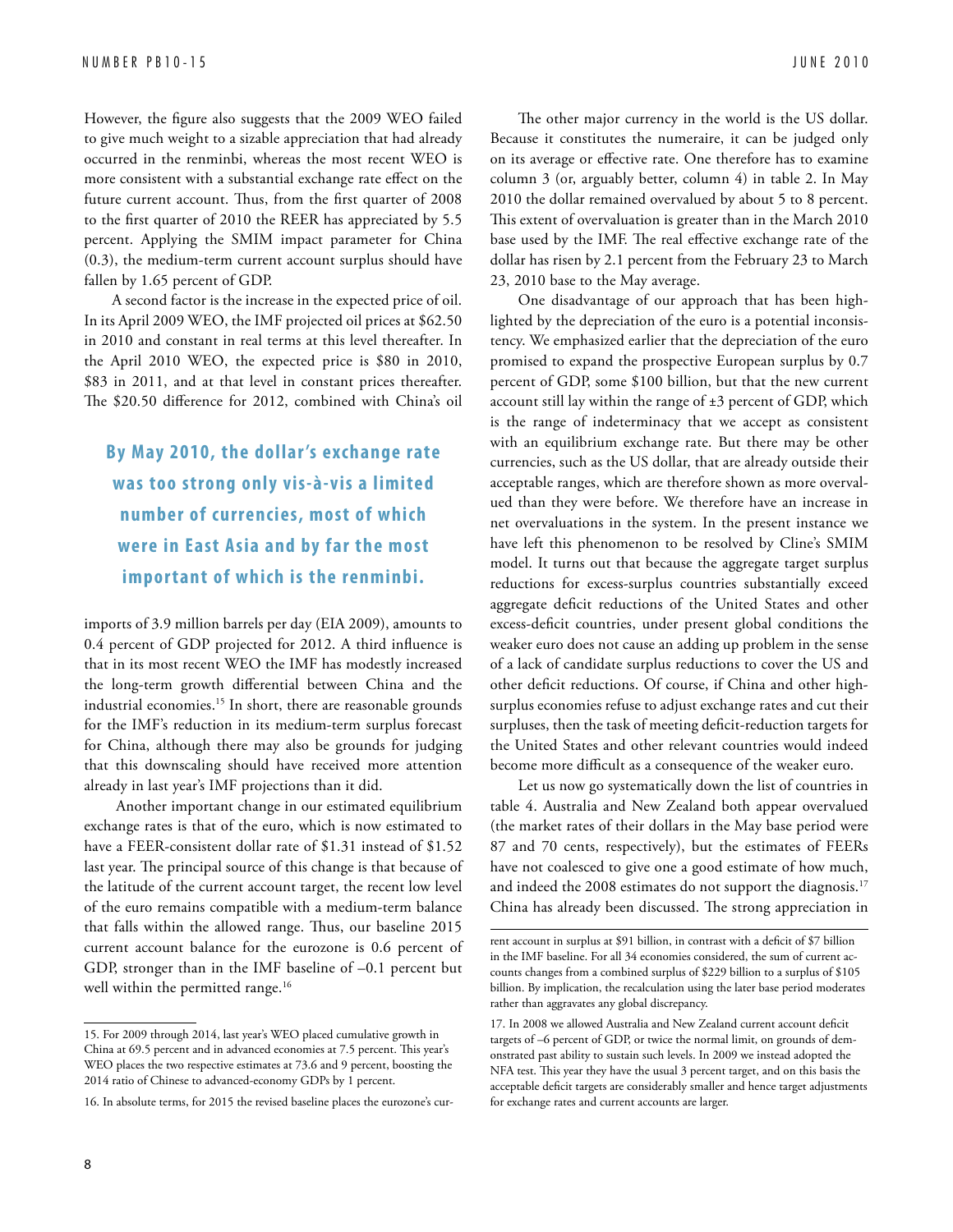However, the figure also suggests that the 2009 WEO failed to give much weight to a sizable appreciation that had already occurred in the renminbi, whereas the most recent WEO is more consistent with a substantial exchange rate effect on the future current account. Thus, from the first quarter of 2008 to the first quarter of 2010 the REER has appreciated by 5.5 percent. Applying the SMIM impact parameter for China (0.3), the medium-term current account surplus should have fallen by 1.65 percent of GDP.

A second factor is the increase in the expected price of oil. In its April 2009 WEO, the IMF projected oil prices at $62.50 in 2010 and constant in real terms at this level thereafter. In the April 2010 WEO, the expected price is $80 in 2010, $83 in 2011, and at that level in constant prices thereafter. The $20.50 difference for 2012, combined with China's oil imports of 3.9 million barrels per day (EIA 2009), amounts to 0.4 percent of GDP projected for 2012. A third influence is that in its most recent WEO the IMF has modestly increased the long-term growth differential between China and the industrial economies.[15] In short, there are reasonable grounds for the IMF's reduction in its medium-term surplus forecast for China, although there may also be grounds for judging that this downscaling should have received more attention already in last year's IMF projections than it did.

> **By May 2010, the dollar's exchange rate was too strong only vis-à-vis a limited number of currencies, most of which were in East Asia and by far the most important of which is the renminbi.**

Another important change in our estimated equilibrium exchange rates is that of the euro, which is now estimated to have a FEER-consistent dollar rate of $1.31 instead of $1.52 last year. The principal source of this change is that because of the latitude of the current account target, the recent low level of the euro remains compatible with a medium-term balance that falls within the allowed range. Thus, our baseline 2015 current account balance for the eurozone is 0.6 percent of GDP, stronger than in the IMF baseline of –0.1 percent but well within the permitted range.[16]

The other major currency in the world is the US dollar. Because it constitutes the numeraire, it can be judged only on its average or effective rate. One therefore has to examine column 3 (or, arguably better, column 4) in table 2. In May 2010 the dollar remained overvalued by about 5 to 8 percent. This extent of overvaluation is greater than in the March 2010 base used by the IMF. The real effective exchange rate of the dollar has risen by 2.1 percent from the February 23 to March 23, 2010 base to the May average.

One disadvantage of our approach that has been highlighted by the depreciation of the euro is a potential inconsistency. We emphasized earlier that the depreciation of the euro promised to expand the prospective European surplus by 0.7 percent of GDP, some $100 billion, but that the new current account still lay within the range of ±3 percent of GDP, which is the range of indeterminacy that we accept as consistent with an equilibrium exchange rate. But there may be other currencies, such as the US dollar, that are already outside their acceptable ranges, which are therefore shown as more overvalued than they were before. We therefore have an increase in net overvaluations in the system. In the present instance we have left this phenomenon to be resolved by Cline's SMIM model. It turns out that because the aggregate target surplus reductions for excess-surplus countries substantially exceed aggregate deficit reductions of the United States and other excess-deficit countries, under present global conditions the weaker euro does not cause an adding up problem in the sense of a lack of candidate surplus reductions to cover the US and other deficit reductions. Of course, if China and other high-surplus economies refuse to adjust exchange rates and cut their surpluses, then the task of meeting deficit-reduction targets for the United States and other relevant countries would indeed become more difficult as a consequence of the weaker euro.

Let us now go systematically down the list of countries in table 4. Australia and New Zealand both appear overvalued (the market rates of their dollars in the May base period were 87 and 70 cents, respectively), but the estimates of FEERs have not coalesced to give one a good estimate of how much, and indeed the 2008 estimates do not support the diagnosis.[17] China has already been discussed. The strong appreciation in

---

15. For 2009 through 2014, last year's WEO placed cumulative growth in China at 69.5 percent and in advanced economies at 7.5 percent. This year's WEO places the two respective estimates at 73.6 and 9 percent, boosting the 2014 ratio of Chinese to advanced-economy GDPs by 1 percent.

16. In absolute terms, for 2015 the revised baseline places the eurozone's current account in surplus at $91 billion, in contrast with a deficit of $7 billion in the IMF baseline. For all 34 economies considered, the sum of current accounts changes from a combined surplus of $229 billion to a surplus of $105 billion. By implication, the recalculation using the later base period moderates rather than aggravates any global discrepancy.

17. In 2008 we allowed Australia and New Zealand current account deficit targets of –6 percent of GDP, or twice the normal limit, on grounds of demonstrated past ability to sustain such levels. In 2009 we instead adopted the NFA test. This year they have the usual 3 percent target, and on this basis the acceptable deficit targets are considerably smaller and hence target adjustments for exchange rates and current accounts are larger.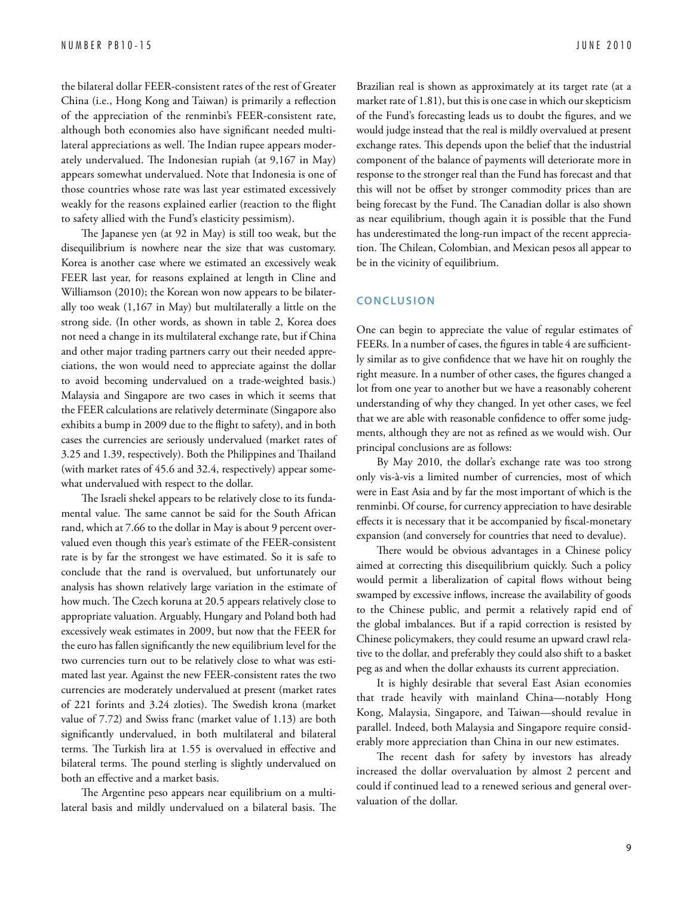the bilateral dollar FEER-consistent rates of the rest of Greater China (i.e., Hong Kong and Taiwan) is primarily a reflection of the appreciation of the renminbi's FEER-consistent rate, although both economies also have significant needed multilateral appreciations as well. The Indian rupee appears moderately undervalued. The Indonesian rupiah (at 9,167 in May) appears somewhat undervalued. Note that Indonesia is one of those countries whose rate was last year estimated excessively weakly for the reasons explained earlier (reaction to the flight to safety allied with the Fund's elasticity pessimism).

The Japanese yen (at 92 in May) is still too weak, but the disequilibrium is nowhere near the size that was customary. Korea is another case where we estimated an excessively weak FEER last year, for reasons explained at length in Cline and Williamson (2010); the Korean won now appears to be bilaterally too weak (1,167 in May) but multilaterally a little on the strong side. (In other words, as shown in table 2, Korea does not need a change in its multilateral exchange rate, but if China and other major trading partners carry out their needed appreciations, the won would need to appreciate against the dollar to avoid becoming undervalued on a trade-weighted basis.) Malaysia and Singapore are two cases in which it seems that the FEER calculations are relatively determinate (Singapore also exhibits a bump in 2009 due to the flight to safety), and in both cases the currencies are seriously undervalued (market rates of 3.25 and 1.39, respectively). Both the Philippines and Thailand (with market rates of 45.6 and 32.4, respectively) appear somewhat undervalued with respect to the dollar.

The Israeli shekel appears to be relatively close to its fundamental value. The same cannot be said for the South African rand, which at 7.66 to the dollar in May is about 9 percent overvalued even though this year's estimate of the FEER-consistent rate is by far the strongest we have estimated. So it is safe to conclude that the rand is overvalued, but unfortunately our analysis has shown relatively large variation in the estimate of how much. The Czech koruna at 20.5 appears relatively close to appropriate valuation. Arguably, Hungary and Poland both had excessively weak estimates in 2009, but now that the FEER for the euro has fallen significantly the new equilibrium level for the two currencies turn out to be relatively close to what was estimated last year. Against the new FEER-consistent rates the two currencies are moderately undervalued at present (market rates of 221 forints and 3.24 zloties). The Swedish krona (market value of 7.72) and Swiss franc (market value of 1.13) are both significantly undervalued, in both multilateral and bilateral terms. The Turkish lira at 1.55 is overvalued in effective and bilateral terms. The pound sterling is slightly undervalued on both an effective and a market basis.

The Argentine peso appears near equilibrium on a multilateral basis and mildly undervalued on a bilateral basis. The Brazilian real is shown as approximately at its target rate (at a market rate of 1.81), but this is one case in which our skepticism of the Fund's forecasting leads us to doubt the figures, and we would judge instead that the real is mildly overvalued at present exchange rates. This depends upon the belief that the industrial component of the balance of payments will deteriorate more in response to the stronger real than the Fund has forecast and that this will not be offset by stronger commodity prices than are being forecast by the Fund. The Canadian dollar is also shown as near equilibrium, though again it is possible that the Fund has underestimated the long-run impact of the recent appreciation. The Chilean, Colombian, and Mexican pesos all appear to be in the vicinity of equilibrium.

## CONCLUSION

One can begin to appreciate the value of regular estimates of FEERs. In a number of cases, the figures in table 4 are sufficiently similar as to give confidence that we have hit on roughly the right measure. In a number of other cases, the figures changed a lot from one year to another but we have a reasonably coherent understanding of why they changed. In yet other cases, we feel that we are able with reasonable confidence to offer some judgments, although they are not as refined as we would wish. Our principal conclusions are as follows:

By May 2010, the dollar's exchange rate was too strong only vis-à-vis a limited number of currencies, most of which were in East Asia and by far the most important of which is the renminbi. Of course, for currency appreciation to have desirable effects it is necessary that it be accompanied by fiscal-monetary expansion (and conversely for countries that need to devalue).

There would be obvious advantages in a Chinese policy aimed at correcting this disequilibrium quickly. Such a policy would permit a liberalization of capital flows without being swamped by excessive inflows, increase the availability of goods to the Chinese public, and permit a relatively rapid end of the global imbalances. But if a rapid correction is resisted by Chinese policymakers, they could resume an upward crawl relative to the dollar, and preferably they could also shift to a basket peg as and when the dollar exhausts its current appreciation.

It is highly desirable that several East Asian economies that trade heavily with mainland China—notably Hong Kong, Malaysia, Singapore, and Taiwan—should revalue in parallel. Indeed, both Malaysia and Singapore require considerably more appreciation than China in our new estimates.

The recent dash for safety by investors has already increased the dollar overvaluation by almost 2 percent and could if continued lead to a renewed serious and general overvaluation of the dollar.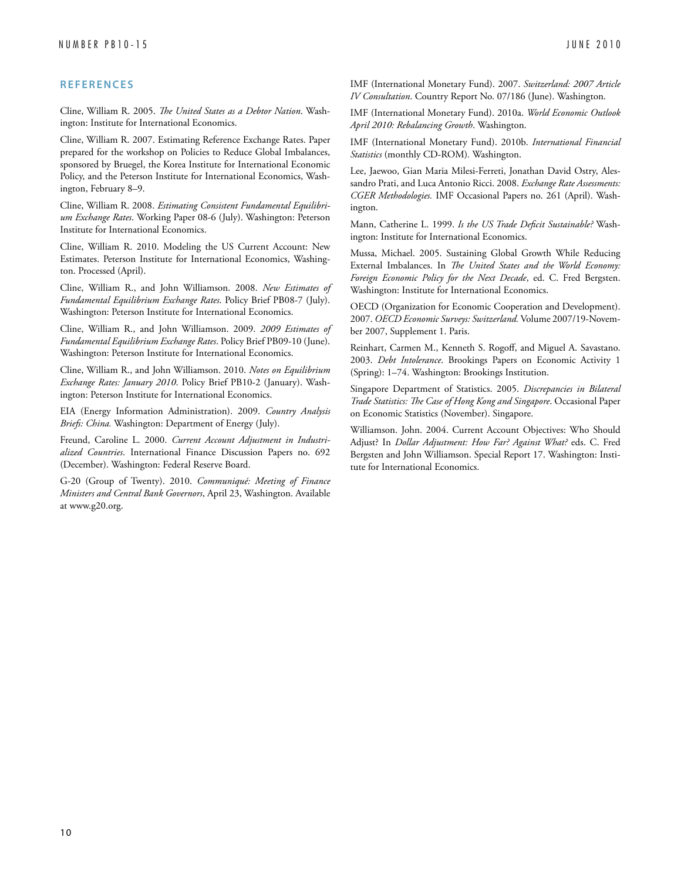## REFERENCES

Cline, William R. 2005. *The United States as a Debtor Nation*. Washington: Institute for International Economics.

Cline, William R. 2007. Estimating Reference Exchange Rates. Paper prepared for the workshop on Policies to Reduce Global Imbalances, sponsored by Bruegel, the Korea Institute for International Economic Policy, and the Peterson Institute for International Economics, Washington, February 8–9.

Cline, William R. 2008. *Estimating Consistent Fundamental Equilibrium Exchange Rates*. Working Paper 08-6 (July). Washington: Peterson Institute for International Economics.

Cline, William R. 2010. Modeling the US Current Account: New Estimates. Peterson Institute for International Economics, Washington. Processed (April).

Cline, William R., and John Williamson. 2008. *New Estimates of Fundamental Equilibrium Exchange Rates*. Policy Brief PB08-7 (July). Washington: Peterson Institute for International Economics.

Cline, William R., and John Williamson. 2009. *2009 Estimates of Fundamental Equilibrium Exchange Rates*. Policy Brief PB09-10 (June). Washington: Peterson Institute for International Economics.

Cline, William R., and John Williamson. 2010. *Notes on Equilibrium Exchange Rates: January 2010*. Policy Brief PB10-2 (January). Washington: Peterson Institute for International Economics.

EIA (Energy Information Administration). 2009. *Country Analysis Briefs: China.* Washington: Department of Energy (July).

Freund, Caroline L. 2000. *Current Account Adjustment in Industrialized Countries*. International Finance Discussion Papers no. 692 (December). Washington: Federal Reserve Board.

G-20 (Group of Twenty). 2010. *Communiqué: Meeting of Finance Ministers and Central Bank Governors*, April 23, Washington. Available at www.g20.org.

IMF (International Monetary Fund). 2007. *Switzerland: 2007 Article IV Consultation*. Country Report No. 07/186 (June). Washington.

IMF (International Monetary Fund). 2010a. *World Economic Outlook April 2010: Rebalancing Growth*. Washington.

IMF (International Monetary Fund). 2010b. *International Financial Statistics* (monthly CD-ROM). Washington.

Lee, Jaewoo, Gian Maria Milesi-Ferreti, Jonathan David Ostry, Alessandro Prati, and Luca Antonio Ricci. 2008. *Exchange Rate Assessments: CGER Methodologies.* IMF Occasional Papers no. 261 (April). Washington.

Mann, Catherine L. 1999. *Is the US Trade Deficit Sustainable?* Washington: Institute for International Economics.

Mussa, Michael. 2005. Sustaining Global Growth While Reducing External Imbalances. In *The United States and the World Economy: Foreign Economic Policy for the Next Decade*, ed. C. Fred Bergsten. Washington: Institute for International Economics.

OECD (Organization for Economic Cooperation and Development). 2007. *OECD Economic Surveys: Switzerland.* Volume 2007/19-November 2007, Supplement 1. Paris.

Reinhart, Carmen M., Kenneth S. Rogoff, and Miguel A. Savastano. 2003. *Debt Intolerance*. Brookings Papers on Economic Activity 1 (Spring): 1–74. Washington: Brookings Institution.

Singapore Department of Statistics. 2005. *Discrepancies in Bilateral Trade Statistics: The Case of Hong Kong and Singapore*. Occasional Paper on Economic Statistics (November). Singapore.

Williamson. John. 2004. Current Account Objectives: Who Should Adjust? In *Dollar Adjustment: How Far? Against What?* eds. C. Fred Bergsten and John Williamson. Special Report 17. Washington: Institute for International Economics.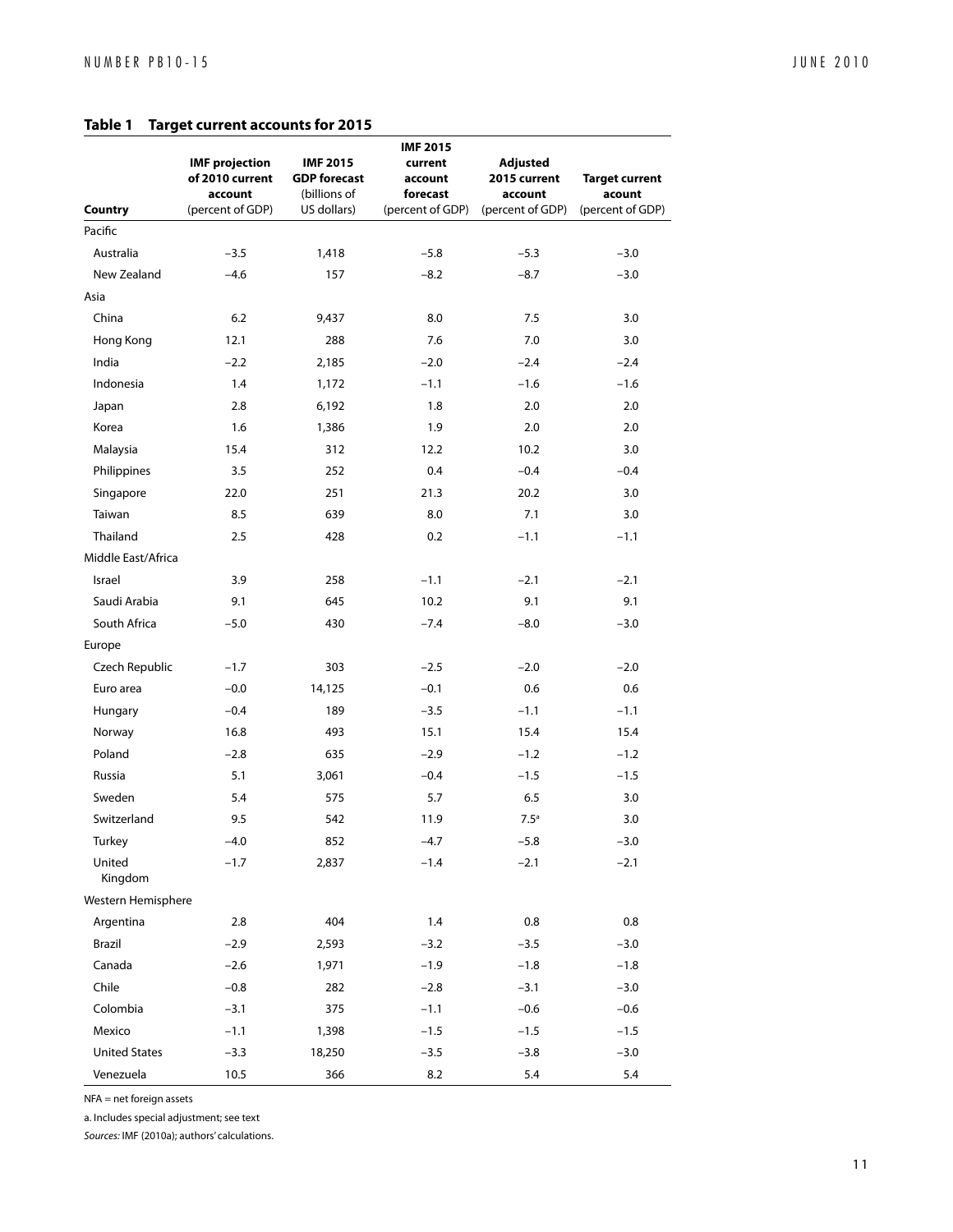**Table 1 Target current accounts for 2015**

| Country | IMF projection of 2010 current account (percent of GDP) | IMF 2015 GDP forecast (billions of US dollars) | IMF 2015 current account forecast (percent of GDP) | Adjusted 2015 current account (percent of GDP) | Target current acount (percent of GDP) |
|---|---|---|---|---|---|
| Pacific | | | | | |
| Australia | −3.5 | 1,418 | −5.8 | −5.3 | −3.0 |
| New Zealand | −4.6 | 157 | −8.2 | −8.7 | −3.0 |
| Asia | | | | | |
| China | 6.2 | 9,437 | 8.0 | 7.5 | 3.0 |
| Hong Kong | 12.1 | 288 | 7.6 | 7.0 | 3.0 |
| India | −2.2 | 2,185 | −2.0 | −2.4 | −2.4 |
| Indonesia | 1.4 | 1,172 | −1.1 | −1.6 | −1.6 |
| Japan | 2.8 | 6,192 | 1.8 | 2.0 | 2.0 |
| Korea | 1.6 | 1,386 | 1.9 | 2.0 | 2.0 |
| Malaysia | 15.4 | 312 | 12.2 | 10.2 | 3.0 |
| Philippines | 3.5 | 252 | 0.4 | −0.4 | −0.4 |
| Singapore | 22.0 | 251 | 21.3 | 20.2 | 3.0 |
| Taiwan | 8.5 | 639 | 8.0 | 7.1 | 3.0 |
| Thailand | 2.5 | 428 | 0.2 | −1.1 | −1.1 |
| Middle East/Africa | | | | | |
| Israel | 3.9 | 258 | −1.1 | −2.1 | −2.1 |
| Saudi Arabia | 9.1 | 645 | 10.2 | 9.1 | 9.1 |
| South Africa | −5.0 | 430 | −7.4 | −8.0 | −3.0 |
| Europe | | | | | |
| Czech Republic | −1.7 | 303 | −2.5 | −2.0 | −2.0 |
| Euro area | −0.0 | 14,125 | −0.1 | 0.6 | 0.6 |
| Hungary | −0.4 | 189 | −3.5 | −1.1 | −1.1 |
| Norway | 16.8 | 493 | 15.1 | 15.4 | 15.4 |
| Poland | −2.8 | 635 | −2.9 | −1.2 | −1.2 |
| Russia | 5.1 | 3,061 | −0.4 | −1.5 | −1.5 |
| Sweden | 5.4 | 575 | 5.7 | 6.5 | 3.0 |
| Switzerland | 9.5 | 542 | 11.9 | 7.5[a] | 3.0 |
| Turkey | −4.0 | 852 | −4.7 | −5.8 | −3.0 |
| United Kingdom | −1.7 | 2,837 | −1.4 | −2.1 | −2.1 |
| Western Hemisphere | | | | | |
| Argentina | 2.8 | 404 | 1.4 | 0.8 | 0.8 |
| Brazil | −2.9 | 2,593 | −3.2 | −3.5 | −3.0 |
| Canada | −2.6 | 1,971 | −1.9 | −1.8 | −1.8 |
| Chile | −0.8 | 282 | −2.8 | −3.1 | −3.0 |
| Colombia | −3.1 | 375 | −1.1 | −0.6 | −0.6 |
| Mexico | −1.1 | 1,398 | −1.5 | −1.5 | −1.5 |
| United States | −3.3 | 18,250 | −3.5 | −3.8 | −3.0 |
| Venezuela | 10.5 | 366 | 8.2 | 5.4 | 5.4 |

NFA = net foreign assets

a. Includes special adjustment; see text

*Sources:* IMF (2010a); authors' calculations.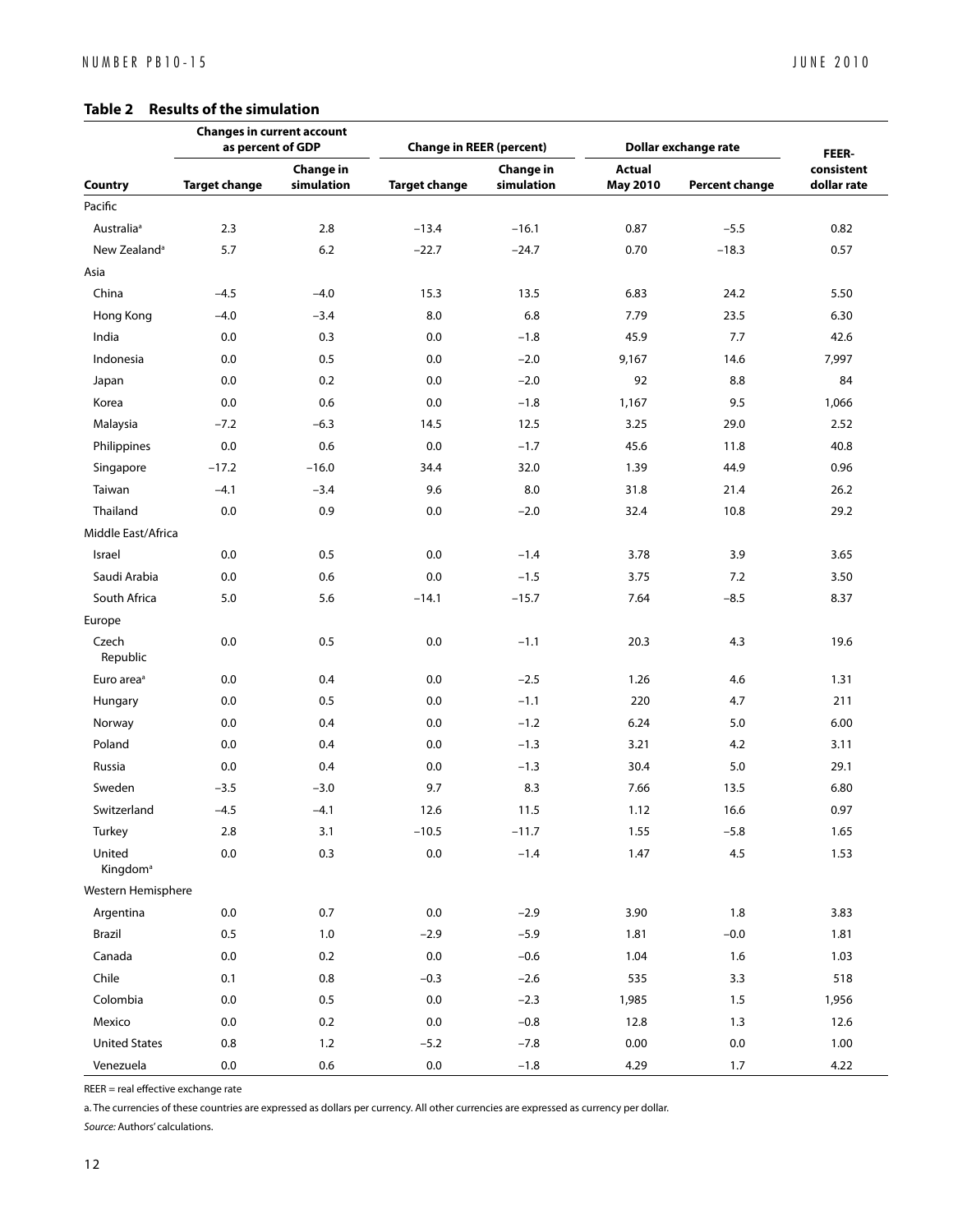**Table 2 Results of the simulation**

| | Changes in current account as percent of GDP | | Change in REER (percent) | | Dollar exchange rate | | FEER-consistent dollar rate |
|---|---|---|---|---|---|---|---|
| Country | Target change | Change in simulation | Target change | Change in simulation | Actual May 2010 | Percent change | |
| Pacific | | | | | | | |
| Australia[a] | 2.3 | 2.8 | −13.4 | −16.1 | 0.87 | −5.5 | 0.82 |
| New Zealand[a] | 5.7 | 6.2 | −22.7 | −24.7 | 0.70 | −18.3 | 0.57 |
| Asia | | | | | | | |
| China | −4.5 | −4.0 | 15.3 | 13.5 | 6.83 | 24.2 | 5.50 |
| Hong Kong | −4.0 | −3.4 | 8.0 | 6.8 | 7.79 | 23.5 | 6.30 |
| India | 0.0 | 0.3 | 0.0 | −1.8 | 45.9 | 7.7 | 42.6 |
| Indonesia | 0.0 | 0.5 | 0.0 | −2.0 | 9,167 | 14.6 | 7,997 |
| Japan | 0.0 | 0.2 | 0.0 | −2.0 | 92 | 8.8 | 84 |
| Korea | 0.0 | 0.6 | 0.0 | −1.8 | 1,167 | 9.5 | 1,066 |
| Malaysia | −7.2 | −6.3 | 14.5 | 12.5 | 3.25 | 29.0 | 2.52 |
| Philippines | 0.0 | 0.6 | 0.0 | −1.7 | 45.6 | 11.8 | 40.8 |
| Singapore | −17.2 | −16.0 | 34.4 | 32.0 | 1.39 | 44.9 | 0.96 |
| Taiwan | −4.1 | −3.4 | 9.6 | 8.0 | 31.8 | 21.4 | 26.2 |
| Thailand | 0.0 | 0.9 | 0.0 | −2.0 | 32.4 | 10.8 | 29.2 |
| Middle East/Africa | | | | | | | |
| Israel | 0.0 | 0.5 | 0.0 | −1.4 | 3.78 | 3.9 | 3.65 |
| Saudi Arabia | 0.0 | 0.6 | 0.0 | −1.5 | 3.75 | 7.2 | 3.50 |
| South Africa | 5.0 | 5.6 | −14.1 | −15.7 | 7.64 | −8.5 | 8.37 |
| Europe | | | | | | | |
| Czech Republic | 0.0 | 0.5 | 0.0 | −1.1 | 20.3 | 4.3 | 19.6 |
| Euro area[a] | 0.0 | 0.4 | 0.0 | −2.5 | 1.26 | 4.6 | 1.31 |
| Hungary | 0.0 | 0.5 | 0.0 | −1.1 | 220 | 4.7 | 211 |
| Norway | 0.0 | 0.4 | 0.0 | −1.2 | 6.24 | 5.0 | 6.00 |
| Poland | 0.0 | 0.4 | 0.0 | −1.3 | 3.21 | 4.2 | 3.11 |
| Russia | 0.0 | 0.4 | 0.0 | −1.3 | 30.4 | 5.0 | 29.1 |
| Sweden | −3.5 | −3.0 | 9.7 | 8.3 | 7.66 | 13.5 | 6.80 |
| Switzerland | −4.5 | −4.1 | 12.6 | 11.5 | 1.12 | 16.6 | 0.97 |
| Turkey | 2.8 | 3.1 | −10.5 | −11.7 | 1.55 | −5.8 | 1.65 |
| United Kingdom[a] | 0.0 | 0.3 | 0.0 | −1.4 | 1.47 | 4.5 | 1.53 |
| Western Hemisphere | | | | | | | |
| Argentina | 0.0 | 0.7 | 0.0 | −2.9 | 3.90 | 1.8 | 3.83 |
| Brazil | 0.5 | 1.0 | −2.9 | −5.9 | 1.81 | −0.0 | 1.81 |
| Canada | 0.0 | 0.2 | 0.0 | −0.6 | 1.04 | 1.6 | 1.03 |
| Chile | 0.1 | 0.8 | −0.3 | −2.6 | 535 | 3.3 | 518 |
| Colombia | 0.0 | 0.5 | 0.0 | −2.3 | 1,985 | 1.5 | 1,956 |
| Mexico | 0.0 | 0.2 | 0.0 | −0.8 | 12.8 | 1.3 | 12.6 |
| United States | 0.8 | 1.2 | −5.2 | −7.8 | 0.00 | 0.0 | 1.00 |
| Venezuela | 0.0 | 0.6 | 0.0 | −1.8 | 4.29 | 1.7 | 4.22 |

REER = real effective exchange rate

a. The currencies of these countries are expressed as dollars per currency. All other currencies are expressed as currency per dollar.

*Source:* Authors' calculations.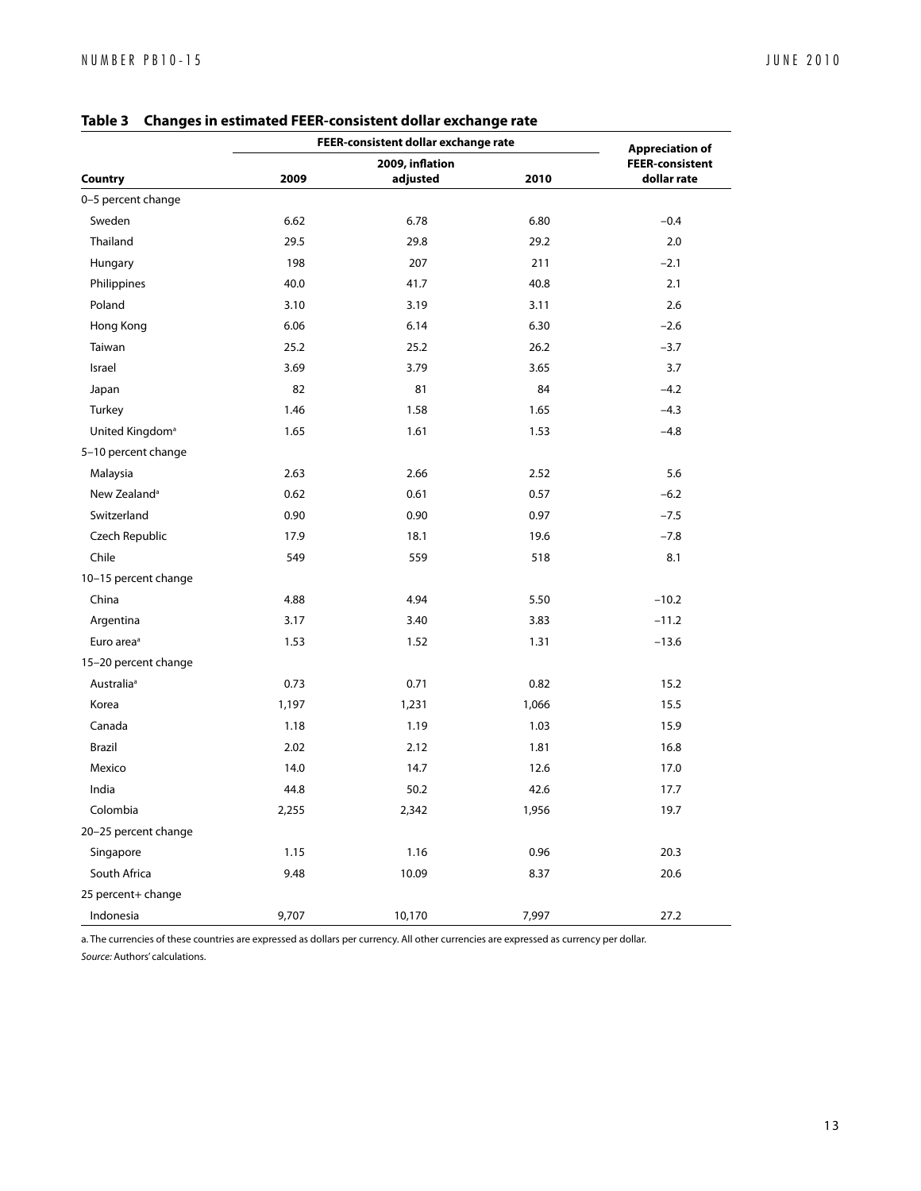**Table 3 Changes in estimated FEER-consistent dollar exchange rate**

| Country | FEER-consistent dollar exchange rate | | | Appreciation of FEER-consistent dollar rate |
|---|---|---|---|---|
| | 2009 | 2009, inflation adjusted | 2010 | |
| 0–5 percent change | | | | |
| Sweden | 6.62 | 6.78 | 6.80 | −0.4 |
| Thailand | 29.5 | 29.8 | 29.2 | 2.0 |
| Hungary | 198 | 207 | 211 | −2.1 |
| Philippines | 40.0 | 41.7 | 40.8 | 2.1 |
| Poland | 3.10 | 3.19 | 3.11 | 2.6 |
| Hong Kong | 6.06 | 6.14 | 6.30 | −2.6 |
| Taiwan | 25.2 | 25.2 | 26.2 | −3.7 |
| Israel | 3.69 | 3.79 | 3.65 | 3.7 |
| Japan | 82 | 81 | 84 | −4.2 |
| Turkey | 1.46 | 1.58 | 1.65 | −4.3 |
| United Kingdom[a] | 1.65 | 1.61 | 1.53 | −4.8 |
| 5–10 percent change | | | | |
| Malaysia | 2.63 | 2.66 | 2.52 | 5.6 |
| New Zealand[a] | 0.62 | 0.61 | 0.57 | −6.2 |
| Switzerland | 0.90 | 0.90 | 0.97 | −7.5 |
| Czech Republic | 17.9 | 18.1 | 19.6 | −7.8 |
| Chile | 549 | 559 | 518 | 8.1 |
| 10–15 percent change | | | | |
| China | 4.88 | 4.94 | 5.50 | −10.2 |
| Argentina | 3.17 | 3.40 | 3.83 | −11.2 |
| Euro area[a] | 1.53 | 1.52 | 1.31 | −13.6 |
| 15–20 percent change | | | | |
| Australia[a] | 0.73 | 0.71 | 0.82 | 15.2 |
| Korea | 1,197 | 1,231 | 1,066 | 15.5 |
| Canada | 1.18 | 1.19 | 1.03 | 15.9 |
| Brazil | 2.02 | 2.12 | 1.81 | 16.8 |
| Mexico | 14.0 | 14.7 | 12.6 | 17.0 |
| India | 44.8 | 50.2 | 42.6 | 17.7 |
| Colombia | 2,255 | 2,342 | 1,956 | 19.7 |
| 20–25 percent change | | | | |
| Singapore | 1.15 | 1.16 | 0.96 | 20.3 |
| South Africa | 9.48 | 10.09 | 8.37 | 20.6 |
| 25 percent+ change | | | | |
| Indonesia | 9,707 | 10,170 | 7,997 | 27.2 |

a. The currencies of these countries are expressed as dollars per currency. All other currencies are expressed as currency per dollar.

*Source:* Authors' calculations.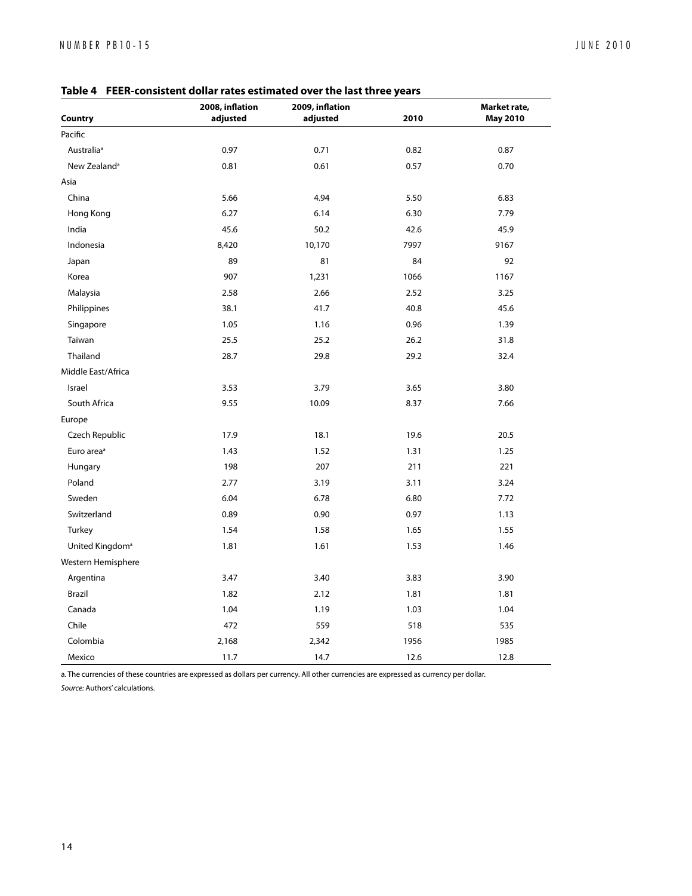**Table 4 FEER-consistent dollar rates estimated over the last three years**

| Country | 2008, inflation adjusted | 2009, inflation adjusted | 2010 | Market rate, May 2010 |
|---|---|---|---|---|
| Pacific | | | | |
| Australia[a] | 0.97 | 0.71 | 0.82 | 0.87 |
| New Zealand[a] | 0.81 | 0.61 | 0.57 | 0.70 |
| Asia | | | | |
| China | 5.66 | 4.94 | 5.50 | 6.83 |
| Hong Kong | 6.27 | 6.14 | 6.30 | 7.79 |
| India | 45.6 | 50.2 | 42.6 | 45.9 |
| Indonesia | 8,420 | 10,170 | 7997 | 9167 |
| Japan | 89 | 81 | 84 | 92 |
| Korea | 907 | 1,231 | 1066 | 1167 |
| Malaysia | 2.58 | 2.66 | 2.52 | 3.25 |
| Philippines | 38.1 | 41.7 | 40.8 | 45.6 |
| Singapore | 1.05 | 1.16 | 0.96 | 1.39 |
| Taiwan | 25.5 | 25.2 | 26.2 | 31.8 |
| Thailand | 28.7 | 29.8 | 29.2 | 32.4 |
| Middle East/Africa | | | | |
| Israel | 3.53 | 3.79 | 3.65 | 3.80 |
| South Africa | 9.55 | 10.09 | 8.37 | 7.66 |
| Europe | | | | |
| Czech Republic | 17.9 | 18.1 | 19.6 | 20.5 |
| Euro area[a] | 1.43 | 1.52 | 1.31 | 1.25 |
| Hungary | 198 | 207 | 211 | 221 |
| Poland | 2.77 | 3.19 | 3.11 | 3.24 |
| Sweden | 6.04 | 6.78 | 6.80 | 7.72 |
| Switzerland | 0.89 | 0.90 | 0.97 | 1.13 |
| Turkey | 1.54 | 1.58 | 1.65 | 1.55 |
| United Kingdom[a] | 1.81 | 1.61 | 1.53 | 1.46 |
| Western Hemisphere | | | | |
| Argentina | 3.47 | 3.40 | 3.83 | 3.90 |
| Brazil | 1.82 | 2.12 | 1.81 | 1.81 |
| Canada | 1.04 | 1.19 | 1.03 | 1.04 |
| Chile | 472 | 559 | 518 | 535 |
| Colombia | 2,168 | 2,342 | 1956 | 1985 |
| Mexico | 11.7 | 14.7 | 12.6 | 12.8 |

a. The currencies of these countries are expressed as dollars per currency. All other currencies are expressed as currency per dollar.

*Source:* Authors' calculations.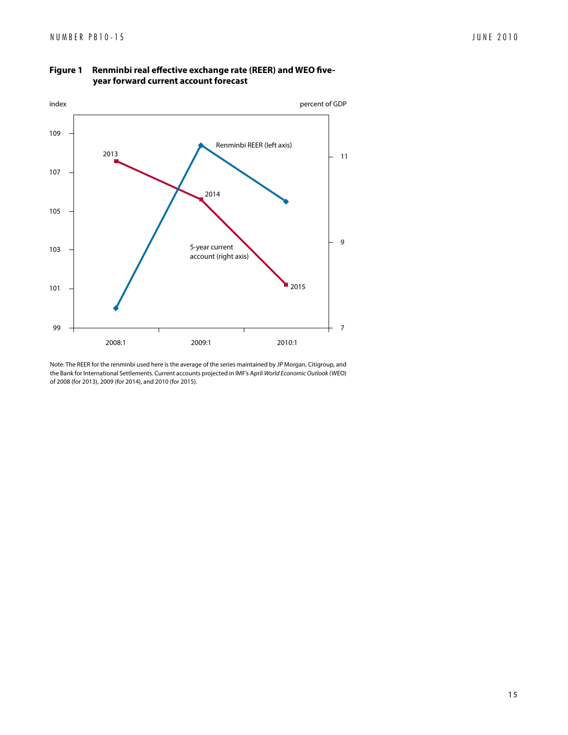**Figure 1 Renminbi real effective exchange rate (REER) and WEO five-year forward current account forecast**

Note: The REER for the renminbi used here is the average of the series maintained by JP Morgan, Citigroup, and the Bank for International Settlements. Current accounts projected in IMF's April *World Economic Outlook* (WEO) of 2008 (for 2013), 2009 (for 2014), and 2010 (for 2015).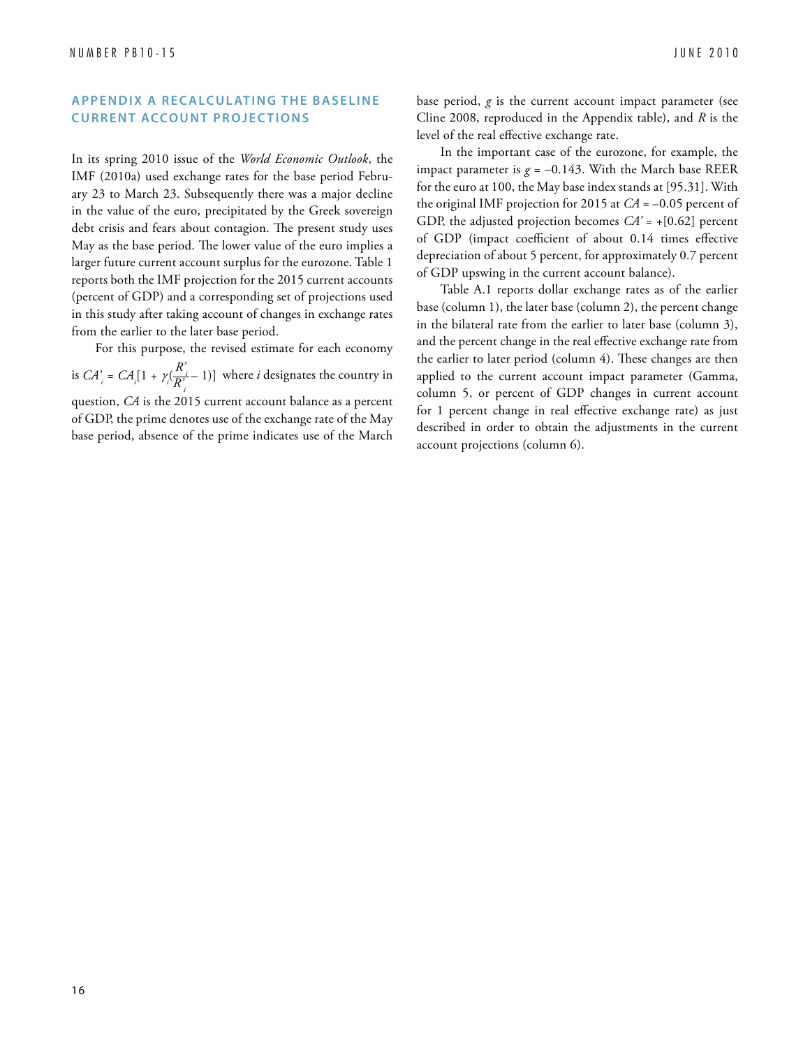## APPENDIX A RECALCULATING THE BASELINE CURRENT ACCOUNT PROJECTIONS

In its spring 2010 issue of the *World Economic Outlook*, the IMF (2010a) used exchange rates for the base period February 23 to March 23. Subsequently there was a major decline in the value of the euro, precipitated by the Greek sovereign debt crisis and fears about contagion. The present study uses May as the base period. The lower value of the euro implies a larger future current account surplus for the eurozone. Table 1 reports both the IMF projection for the 2015 current accounts (percent of GDP) and a corresponding set of projections used in this study after taking account of changes in exchange rates from the earlier to the later base period.

For this purpose, the revised estimate for each economy is $CA'_i = CA_i[1 + \gamma_i(\frac{R'_i}{R'_i} - 1)]$ where *i* designates the country in question, *CA* is the 2015 current account balance as a percent of GDP, the prime denotes use of the exchange rate of the May base period, absence of the prime indicates use of the March base period, *g* is the current account impact parameter (see Cline 2008, reproduced in the Appendix table), and *R* is the level of the real effective exchange rate.

In the important case of the eurozone, for example, the impact parameter is *g* = –0.143. With the March base REER for the euro at 100, the May base index stands at [95.31]. With the original IMF projection for 2015 at *CA* = –0.05 percent of GDP, the adjusted projection becomes *CA'* = +[0.62] percent of GDP (impact coefficient of about 0.14 times effective depreciation of about 5 percent, for approximately 0.7 percent of GDP upswing in the current account balance).

Table A.1 reports dollar exchange rates as of the earlier base (column 1), the later base (column 2), the percent change in the bilateral rate from the earlier to later base (column 3), and the percent change in the real effective exchange rate from the earlier to later period (column 4). These changes are then applied to the current account impact parameter (Gamma, column 5, or percent of GDP changes in current account for 1 percent change in real effective exchange rate) as just described in order to obtain the adjustments in the current account projections (column 6).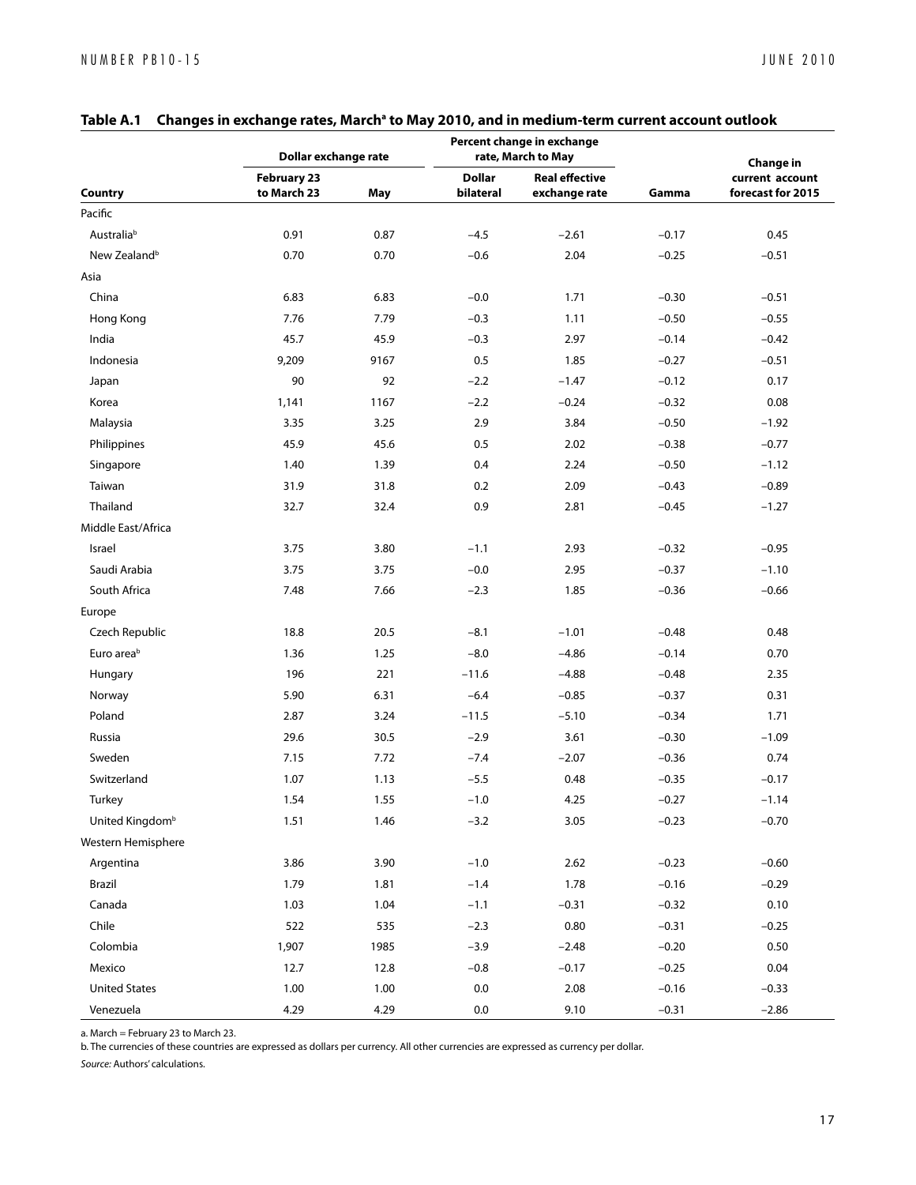**Table A.1 Changes in exchange rates, March[a] to May 2010, and in medium-term current account outlook**

| Country | Dollar exchange rate | | Percent change in exchange rate, March to May | | Gamma | Change in current account forecast for 2015 |
|---|---|---|---|---|---|---|
| | February 23 to March 23 | May | Dollar bilateral | Real effective exchange rate | | |
| Pacific | | | | | | |
| Australia[b] | 0.91 | 0.87 | −4.5 | −2.61 | −0.17 | 0.45 |
| New Zealand[b] | 0.70 | 0.70 | −0.6 | 2.04 | −0.25 | −0.51 |
| Asia | | | | | | |
| China | 6.83 | 6.83 | −0.0 | 1.71 | −0.30 | −0.51 |
| Hong Kong | 7.76 | 7.79 | −0.3 | 1.11 | −0.50 | −0.55 |
| India | 45.7 | 45.9 | −0.3 | 2.97 | −0.14 | −0.42 |
| Indonesia | 9,209 | 9167 | 0.5 | 1.85 | −0.27 | −0.51 |
| Japan | 90 | 92 | −2.2 | −1.47 | −0.12 | 0.17 |
| Korea | 1,141 | 1167 | −2.2 | −0.24 | −0.32 | 0.08 |
| Malaysia | 3.35 | 3.25 | 2.9 | 3.84 | −0.50 | −1.92 |
| Philippines | 45.9 | 45.6 | 0.5 | 2.02 | −0.38 | −0.77 |
| Singapore | 1.40 | 1.39 | 0.4 | 2.24 | −0.50 | −1.12 |
| Taiwan | 31.9 | 31.8 | 0.2 | 2.09 | −0.43 | −0.89 |
| Thailand | 32.7 | 32.4 | 0.9 | 2.81 | −0.45 | −1.27 |
| Middle East/Africa | | | | | | |
| Israel | 3.75 | 3.80 | −1.1 | 2.93 | −0.32 | −0.95 |
| Saudi Arabia | 3.75 | 3.75 | −0.0 | 2.95 | −0.37 | −1.10 |
| South Africa | 7.48 | 7.66 | −2.3 | 1.85 | −0.36 | −0.66 |
| Europe | | | | | | |
| Czech Republic | 18.8 | 20.5 | −8.1 | −1.01 | −0.48 | 0.48 |
| Euro area[b] | 1.36 | 1.25 | −8.0 | −4.86 | −0.14 | 0.70 |
| Hungary | 196 | 221 | −11.6 | −4.88 | −0.48 | 2.35 |
| Norway | 5.90 | 6.31 | −6.4 | −0.85 | −0.37 | 0.31 |
| Poland | 2.87 | 3.24 | −11.5 | −5.10 | −0.34 | 1.71 |
| Russia | 29.6 | 30.5 | −2.9 | 3.61 | −0.30 | −1.09 |
| Sweden | 7.15 | 7.72 | −7.4 | −2.07 | −0.36 | 0.74 |
| Switzerland | 1.07 | 1.13 | −5.5 | 0.48 | −0.35 | −0.17 |
| Turkey | 1.54 | 1.55 | −1.0 | 4.25 | −0.27 | −1.14 |
| United Kingdom[b] | 1.51 | 1.46 | −3.2 | 3.05 | −0.23 | −0.70 |
| Western Hemisphere | | | | | | |
| Argentina | 3.86 | 3.90 | −1.0 | 2.62 | −0.23 | −0.60 |
| Brazil | 1.79 | 1.81 | −1.4 | 1.78 | −0.16 | −0.29 |
| Canada | 1.03 | 1.04 | −1.1 | −0.31 | −0.32 | 0.10 |
| Chile | 522 | 535 | −2.3 | 0.80 | −0.31 | −0.25 |
| Colombia | 1,907 | 1985 | −3.9 | −2.48 | −0.20 | 0.50 |
| Mexico | 12.7 | 12.8 | −0.8 | −0.17 | −0.25 | 0.04 |
| United States | 1.00 | 1.00 | 0.0 | 2.08 | −0.16 | −0.33 |
| Venezuela | 4.29 | 4.29 | 0.0 | 9.10 | −0.31 | −2.86 |

a. March = February 23 to March 23.

b. The currencies of these countries are expressed as dollars per currency. All other currencies are expressed as currency per dollar.

*Source:* Authors' calculations.